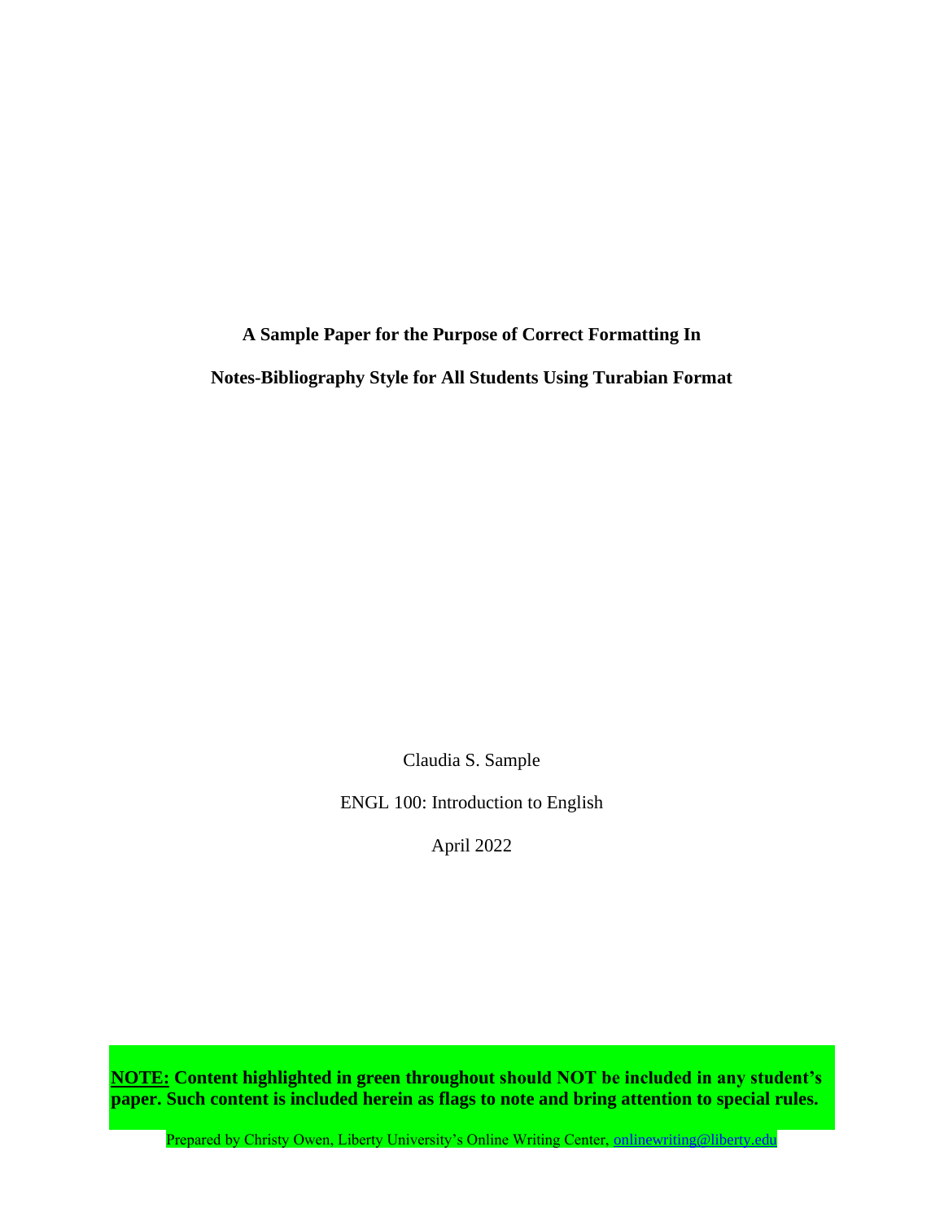**A Sample Paper for the Purpose of Correct Formatting In**

**Notes-Bibliography Style for All Students Using Turabian Format**

Claudia S. Sample

ENGL 100: Introduction to English

April 2022

**NOTE: Content highlighted in green throughout should NOT be included in any student's paper. Such content is included herein as flags to note and bring attention to special rules.**

Prepared by Christy Owen, Liberty University's Online Writing Center, onlinewriting@liberty.edu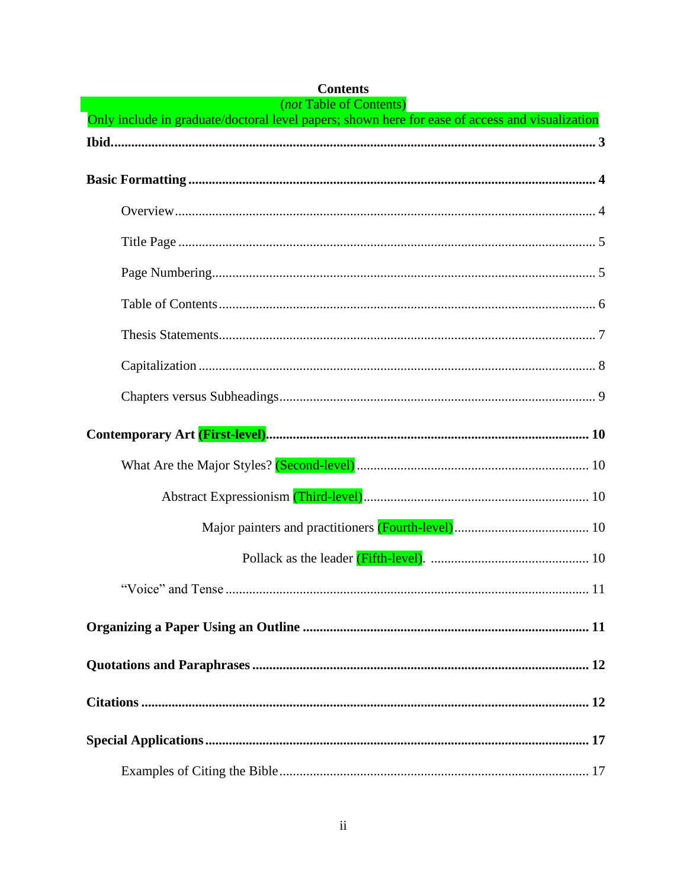# Contents

(*not* Table of Contents)

Only include in graduate/doctoral level papers; shown here for ease of access and visualization

**Ibid.** .......... **3**

**Basic Formatting** .......... **4**

- Overview .......... 4
- Title Page .......... 5
- Page Numbering .......... 5
- Table of Contents .......... 6
- Thesis Statements .......... 7
- Capitalization .......... 8
- Chapters versus Subheadings .......... 9

**Contemporary Art (First-level)** .......... **10**

- What Are the Major Styles? (Second-level) .......... 10
    - Abstract Expressionism (Third-level) .......... 10
        - Major painters and practitioners (Fourth-level) .......... 10
            - Pollack as the leader (Fifth-level). .......... 10
- "Voice" and Tense .......... 11

**Organizing a Paper Using an Outline** .......... **11**

**Quotations and Paraphrases** .......... **12**

**Citations** .......... **12**

**Special Applications** .......... **17**

- Examples of Citing the Bible .......... 17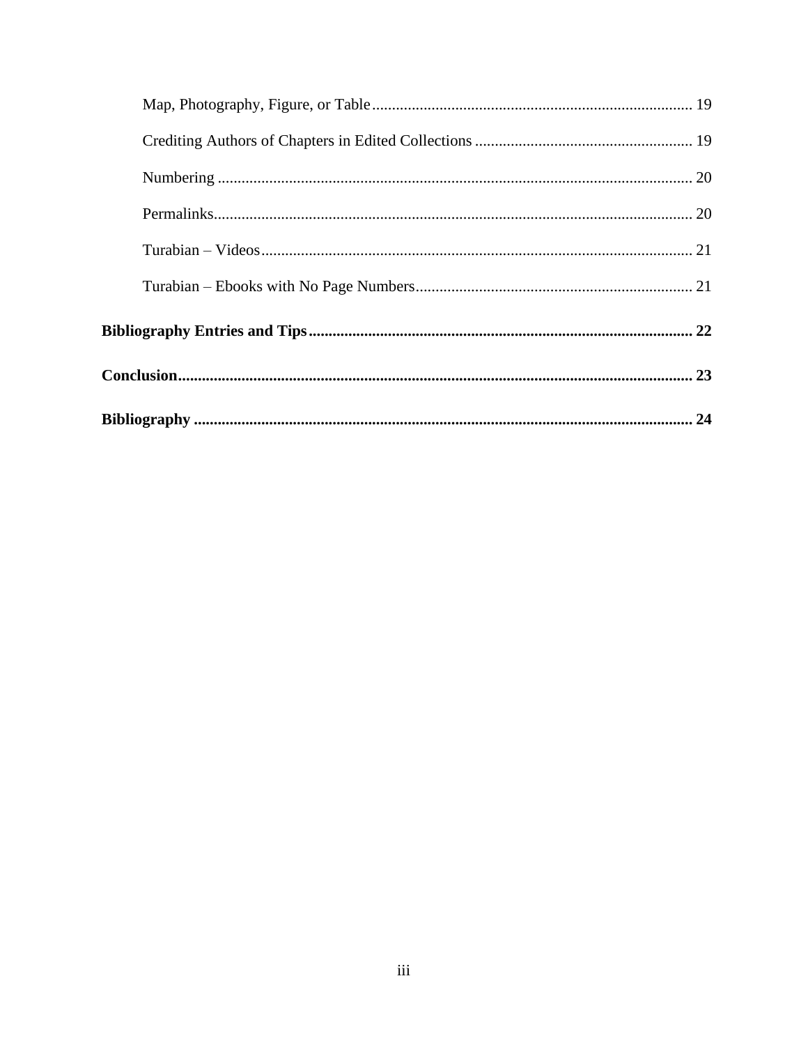Map, Photography, Figure, or Table ... 19

Crediting Authors of Chapters in Edited Collections ... 19

Numbering ... 20

Permalinks ... 20

Turabian – Videos ... 21

Turabian – Ebooks with No Page Numbers ... 21

**Bibliography Entries and Tips ... 22**

**Conclusion ... 23**

**Bibliography ... 24**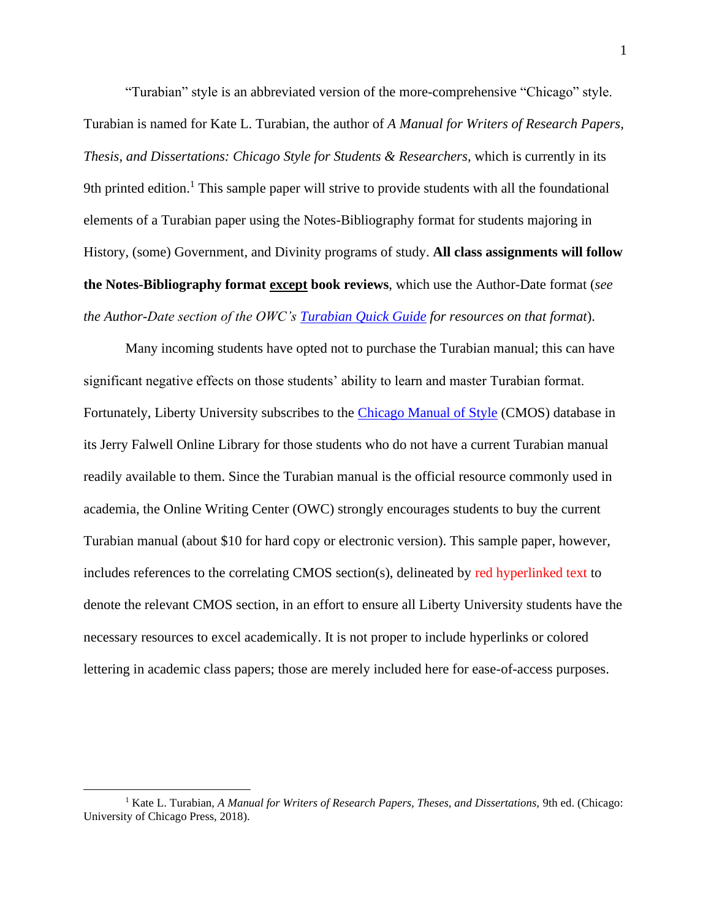"Turabian" style is an abbreviated version of the more-comprehensive "Chicago" style. Turabian is named for Kate L. Turabian, the author of *A Manual for Writers of Research Papers, Thesis, and Dissertations: Chicago Style for Students & Researchers*, which is currently in its 9th printed edition.[1] This sample paper will strive to provide students with all the foundational elements of a Turabian paper using the Notes-Bibliography format for students majoring in History, (some) Government, and Divinity programs of study. **All class assignments will follow the Notes-Bibliography format <u>except</u> book reviews**, which use the Author-Date format (*see the Author-Date section of the OWC's Turabian Quick Guide for resources on that format*).

Many incoming students have opted not to purchase the Turabian manual; this can have significant negative effects on those students' ability to learn and master Turabian format. Fortunately, Liberty University subscribes to the Chicago Manual of Style (CMOS) database in its Jerry Falwell Online Library for those students who do not have a current Turabian manual readily available to them. Since the Turabian manual is the official resource commonly used in academia, the Online Writing Center (OWC) strongly encourages students to buy the current Turabian manual (about $10 for hard copy or electronic version). This sample paper, however, includes references to the correlating CMOS section(s), delineated by red hyperlinked text to denote the relevant CMOS section, in an effort to ensure all Liberty University students have the necessary resources to excel academically. It is not proper to include hyperlinks or colored lettering in academic class papers; those are merely included here for ease-of-access purposes.

---

[1] Kate L. Turabian, *A Manual for Writers of Research Papers, Theses, and Dissertations*, 9th ed. (Chicago: University of Chicago Press, 2018).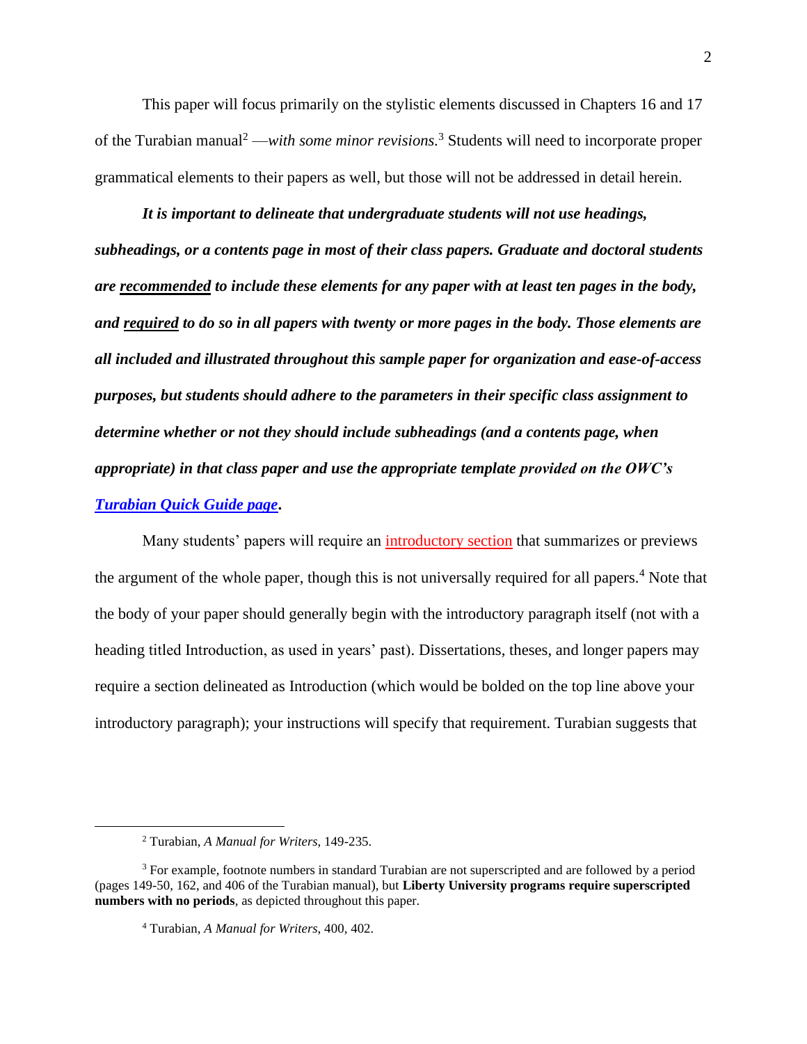This paper will focus primarily on the stylistic elements discussed in Chapters 16 and 17 of the Turabian manual[2] —*with some minor revisions.*[3] Students will need to incorporate proper grammatical elements to their papers as well, but those will not be addressed in detail herein.

***It is important to delineate that undergraduate students will not use headings, subheadings, or a contents page in most of their class papers. Graduate and doctoral students are <u>recommended</u> to include these elements for any paper with at least ten pages in the body, and <u>required</u> to do so in all papers with twenty or more pages in the body. Those elements are all included and illustrated throughout this sample paper for organization and ease-of-access purposes, but students should adhere to the parameters in their specific class assignment to determine whether or not they should include subheadings (and a contents page, when appropriate) in that class paper and use the appropriate template provided on the OWC's <u>Turabian Quick Guide page</u>.***

Many students' papers will require an introductory section that summarizes or previews the argument of the whole paper, though this is not universally required for all papers.[4] Note that the body of your paper should generally begin with the introductory paragraph itself (not with a heading titled Introduction, as used in years' past). Dissertations, theses, and longer papers may require a section delineated as Introduction (which would be bolded on the top line above your introductory paragraph); your instructions will specify that requirement. Turabian suggests that

---

[2] Turabian, *A Manual for Writers*, 149-235.

[3] For example, footnote numbers in standard Turabian are not superscripted and are followed by a period (pages 149-50, 162, and 406 of the Turabian manual), but **Liberty University programs require superscripted numbers with no periods**, as depicted throughout this paper.

[4] Turabian, *A Manual for Writers*, 400, 402.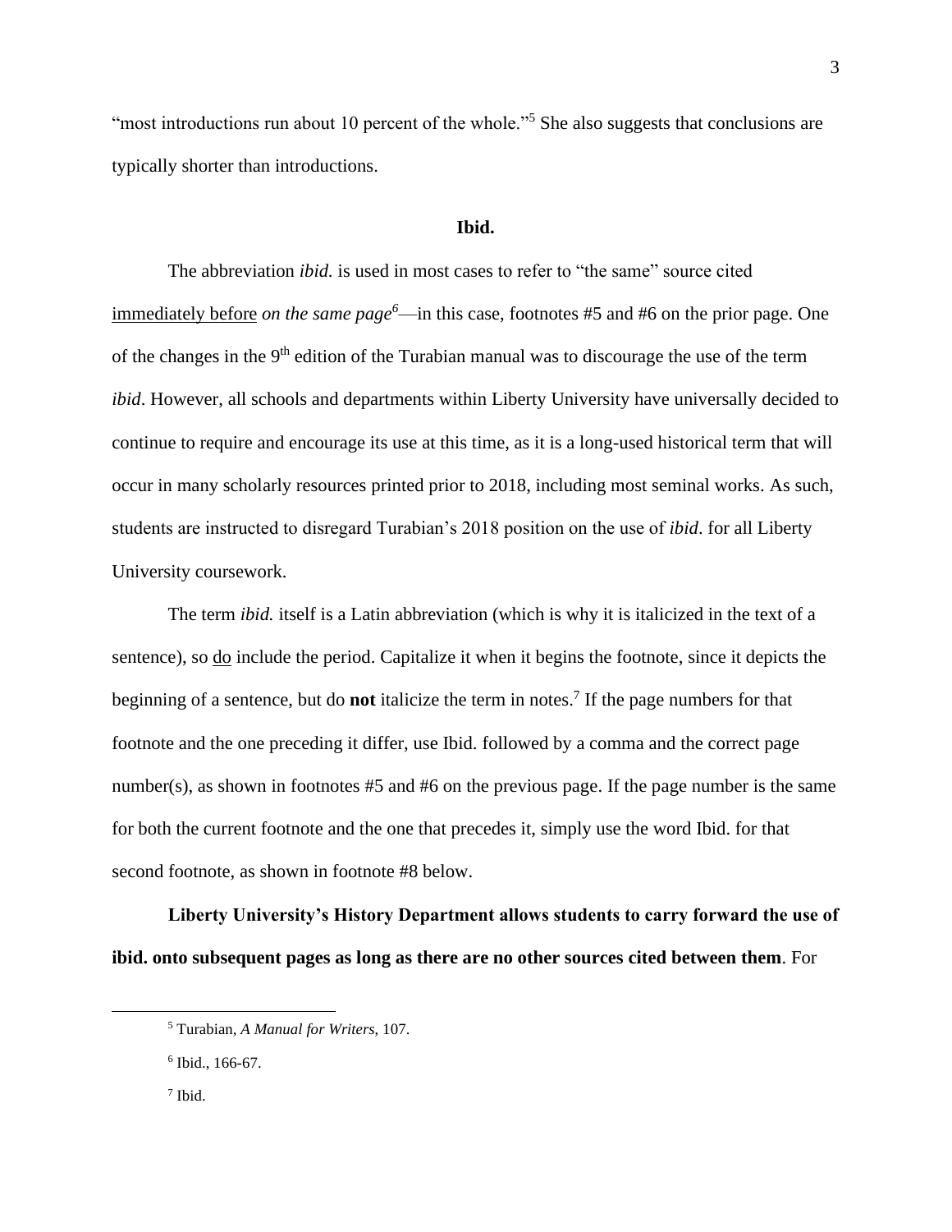"most introductions run about 10 percent of the whole."[5] She also suggests that conclusions are typically shorter than introductions.

## **Ibid.**

The abbreviation *ibid.* is used in most cases to refer to "the same" source cited <u>immediately before</u> *on the same page*[6]—in this case, footnotes #5 and #6 on the prior page. One of the changes in the 9th edition of the Turabian manual was to discourage the use of the term *ibid*. However, all schools and departments within Liberty University have universally decided to continue to require and encourage its use at this time, as it is a long-used historical term that will occur in many scholarly resources printed prior to 2018, including most seminal works. As such, students are instructed to disregard Turabian's 2018 position on the use of *ibid*. for all Liberty University coursework.

The term *ibid.* itself is a Latin abbreviation (which is why it is italicized in the text of a sentence), so <u>do</u> include the period. Capitalize it when it begins the footnote, since it depicts the beginning of a sentence, but do **not** italicize the term in notes.[7] If the page numbers for that footnote and the one preceding it differ, use Ibid. followed by a comma and the correct page number(s), as shown in footnotes #5 and #6 on the previous page. If the page number is the same for both the current footnote and the one that precedes it, simply use the word Ibid. for that second footnote, as shown in footnote #8 below.

**Liberty University's History Department allows students to carry forward the use of ibid. onto subsequent pages as long as there are no other sources cited between them**. For

---

[5] Turabian, *A Manual for Writers*, 107.

[6] Ibid., 166-67.

[7] Ibid.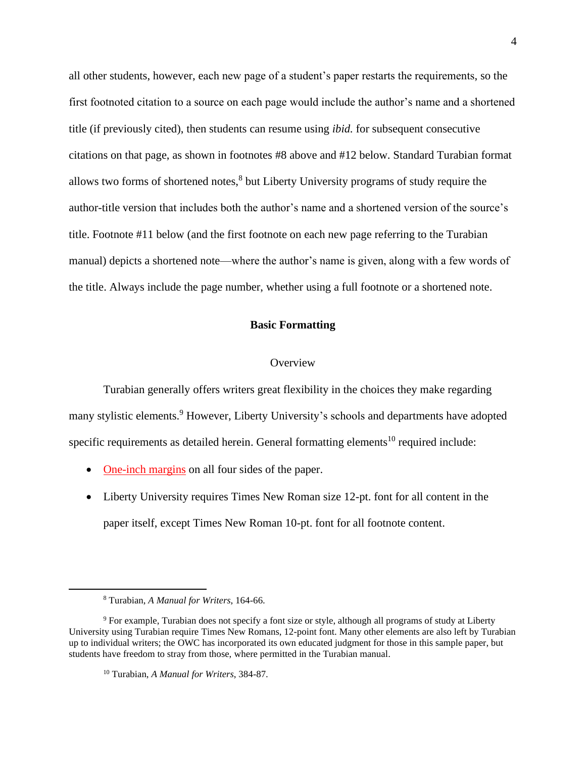all other students, however, each new page of a student's paper restarts the requirements, so the first footnoted citation to a source on each page would include the author's name and a shortened title (if previously cited), then students can resume using *ibid.* for subsequent consecutive citations on that page, as shown in footnotes #8 above and #12 below. Standard Turabian format allows two forms of shortened notes,[8] but Liberty University programs of study require the author-title version that includes both the author's name and a shortened version of the source's title. Footnote #11 below (and the first footnote on each new page referring to the Turabian manual) depicts a shortened note—where the author's name is given, along with a few words of the title. Always include the page number, whether using a full footnote or a shortened note.

## Basic Formatting

### Overview

Turabian generally offers writers great flexibility in the choices they make regarding many stylistic elements.[9] However, Liberty University's schools and departments have adopted specific requirements as detailed herein. General formatting elements[10] required include:

- One-inch margins on all four sides of the paper.
- Liberty University requires Times New Roman size 12-pt. font for all content in the paper itself, except Times New Roman 10-pt. font for all footnote content.

---

[8] Turabian, *A Manual for Writers*, 164-66.

[9] For example, Turabian does not specify a font size or style, although all programs of study at Liberty University using Turabian require Times New Romans, 12-point font. Many other elements are also left by Turabian up to individual writers; the OWC has incorporated its own educated judgment for those in this sample paper, but students have freedom to stray from those, where permitted in the Turabian manual.

[10] Turabian, *A Manual for Writers*, 384-87.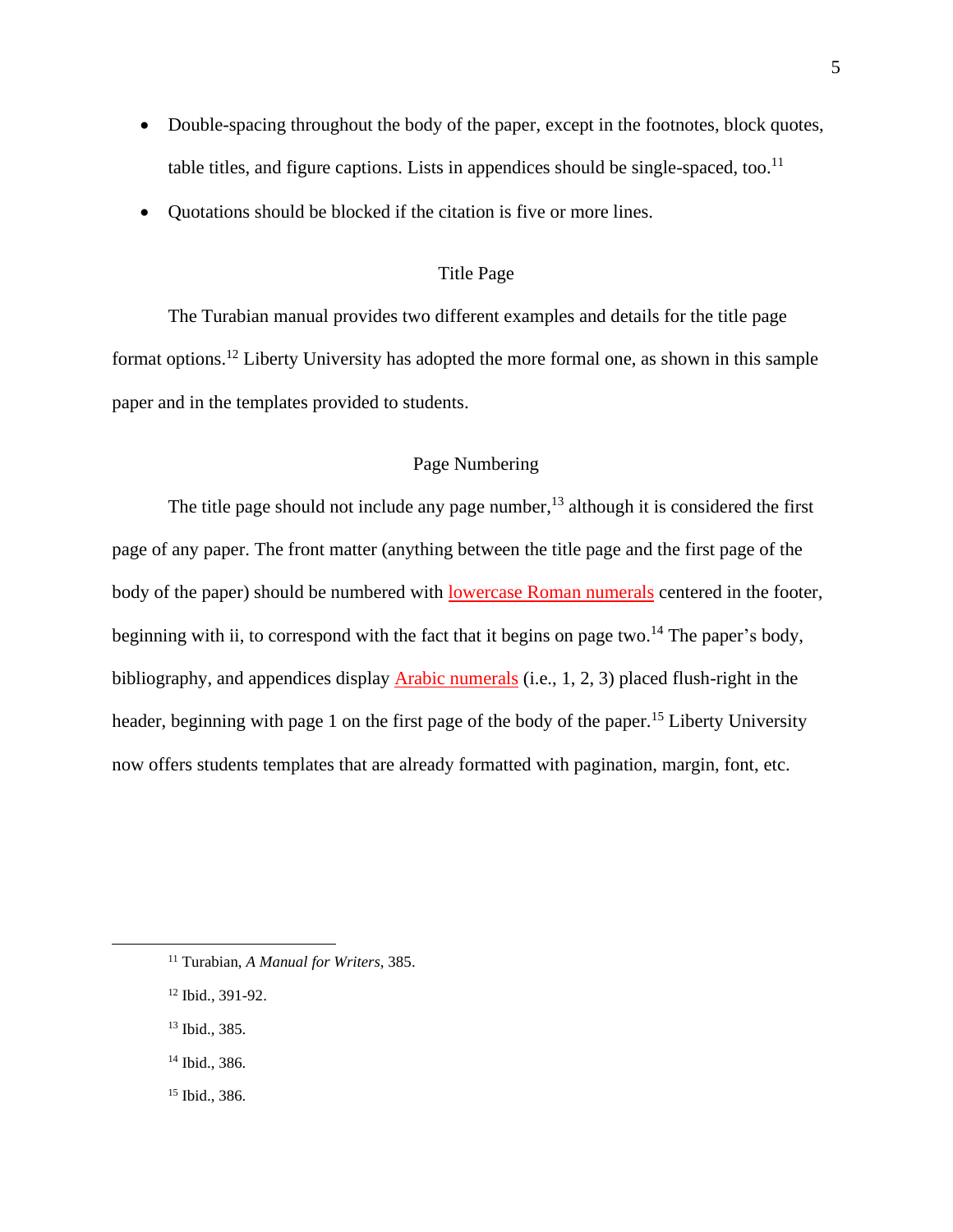- Double-spacing throughout the body of the paper, except in the footnotes, block quotes, table titles, and figure captions. Lists in appendices should be single-spaced, too.[11]
- Quotations should be blocked if the citation is five or more lines.

## Title Page

The Turabian manual provides two different examples and details for the title page format options.[12] Liberty University has adopted the more formal one, as shown in this sample paper and in the templates provided to students.

## Page Numbering

The title page should not include any page number,[13] although it is considered the first page of any paper. The front matter (anything between the title page and the first page of the body of the paper) should be numbered with lowercase Roman numerals centered in the footer, beginning with ii, to correspond with the fact that it begins on page two.[14] The paper's body, bibliography, and appendices display Arabic numerals (i.e., 1, 2, 3) placed flush-right in the header, beginning with page 1 on the first page of the body of the paper.[15] Liberty University now offers students templates that are already formatted with pagination, margin, font, etc.

---

[11] Turabian, *A Manual for Writers*, 385.

[12] Ibid., 391-92.

[13] Ibid., 385.

[14] Ibid., 386.

[15] Ibid., 386.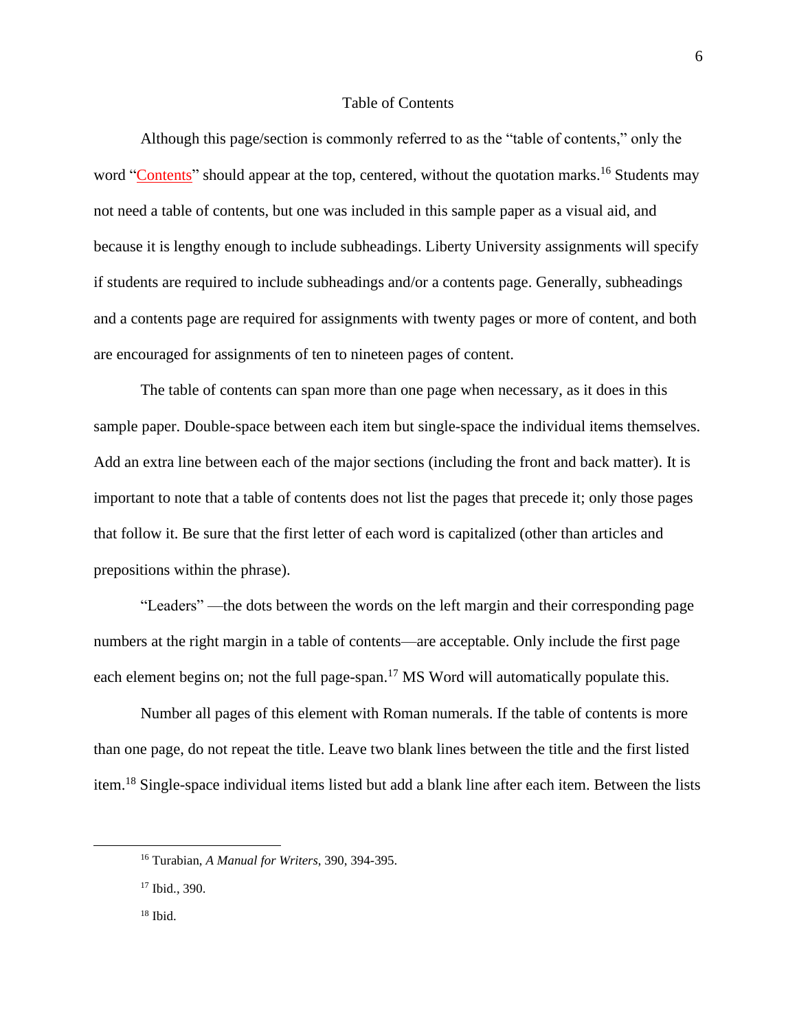## Table of Contents

Although this page/section is commonly referred to as the "table of contents," only the word "Contents" should appear at the top, centered, without the quotation marks.[16] Students may not need a table of contents, but one was included in this sample paper as a visual aid, and because it is lengthy enough to include subheadings. Liberty University assignments will specify if students are required to include subheadings and/or a contents page. Generally, subheadings and a contents page are required for assignments with twenty pages or more of content, and both are encouraged for assignments of ten to nineteen pages of content.

The table of contents can span more than one page when necessary, as it does in this sample paper. Double-space between each item but single-space the individual items themselves. Add an extra line between each of the major sections (including the front and back matter). It is important to note that a table of contents does not list the pages that precede it; only those pages that follow it. Be sure that the first letter of each word is capitalized (other than articles and prepositions within the phrase).

"Leaders" —the dots between the words on the left margin and their corresponding page numbers at the right margin in a table of contents—are acceptable. Only include the first page each element begins on; not the full page-span.[17] MS Word will automatically populate this.

Number all pages of this element with Roman numerals. If the table of contents is more than one page, do not repeat the title. Leave two blank lines between the title and the first listed item.[18] Single-space individual items listed but add a blank line after each item. Between the lists

---

[16] Turabian, *A Manual for Writers*, 390, 394-395.

[17] Ibid., 390.

[18] Ibid.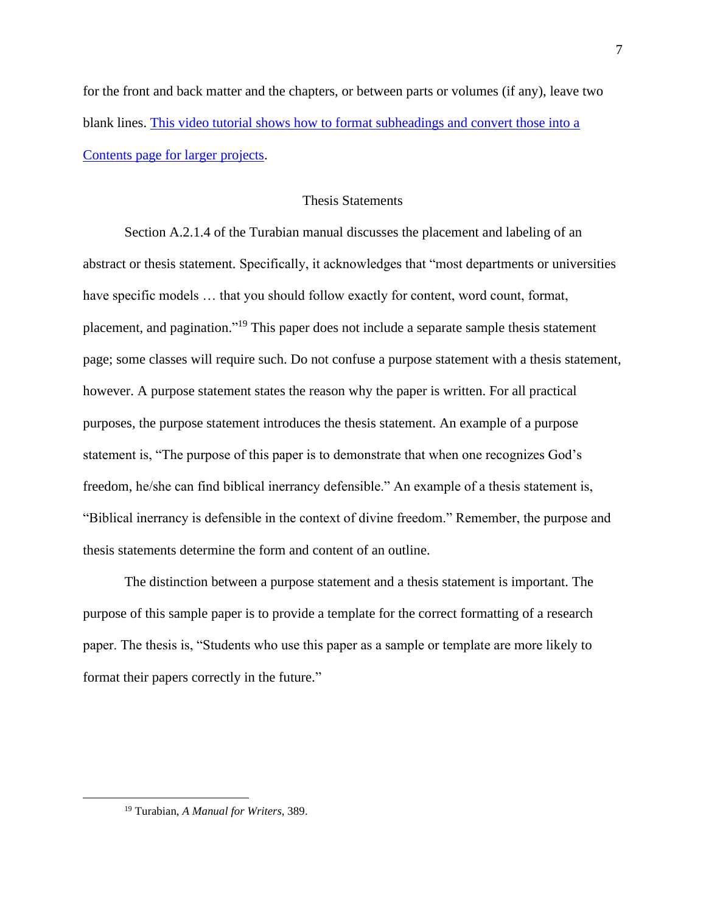for the front and back matter and the chapters, or between parts or volumes (if any), leave two blank lines. [This video tutorial shows how to format subheadings and convert those into a Contents page for larger projects].

## Thesis Statements

Section A.2.1.4 of the Turabian manual discusses the placement and labeling of an abstract or thesis statement. Specifically, it acknowledges that "most departments or universities have specific models … that you should follow exactly for content, word count, format, placement, and pagination."[19] This paper does not include a separate sample thesis statement page; some classes will require such. Do not confuse a purpose statement with a thesis statement, however. A purpose statement states the reason why the paper is written. For all practical purposes, the purpose statement introduces the thesis statement. An example of a purpose statement is, "The purpose of this paper is to demonstrate that when one recognizes God's freedom, he/she can find biblical inerrancy defensible." An example of a thesis statement is, "Biblical inerrancy is defensible in the context of divine freedom." Remember, the purpose and thesis statements determine the form and content of an outline.

The distinction between a purpose statement and a thesis statement is important. The purpose of this sample paper is to provide a template for the correct formatting of a research paper. The thesis is, "Students who use this paper as a sample or template are more likely to format their papers correctly in the future."

---

[19] Turabian, *A Manual for Writers*, 389.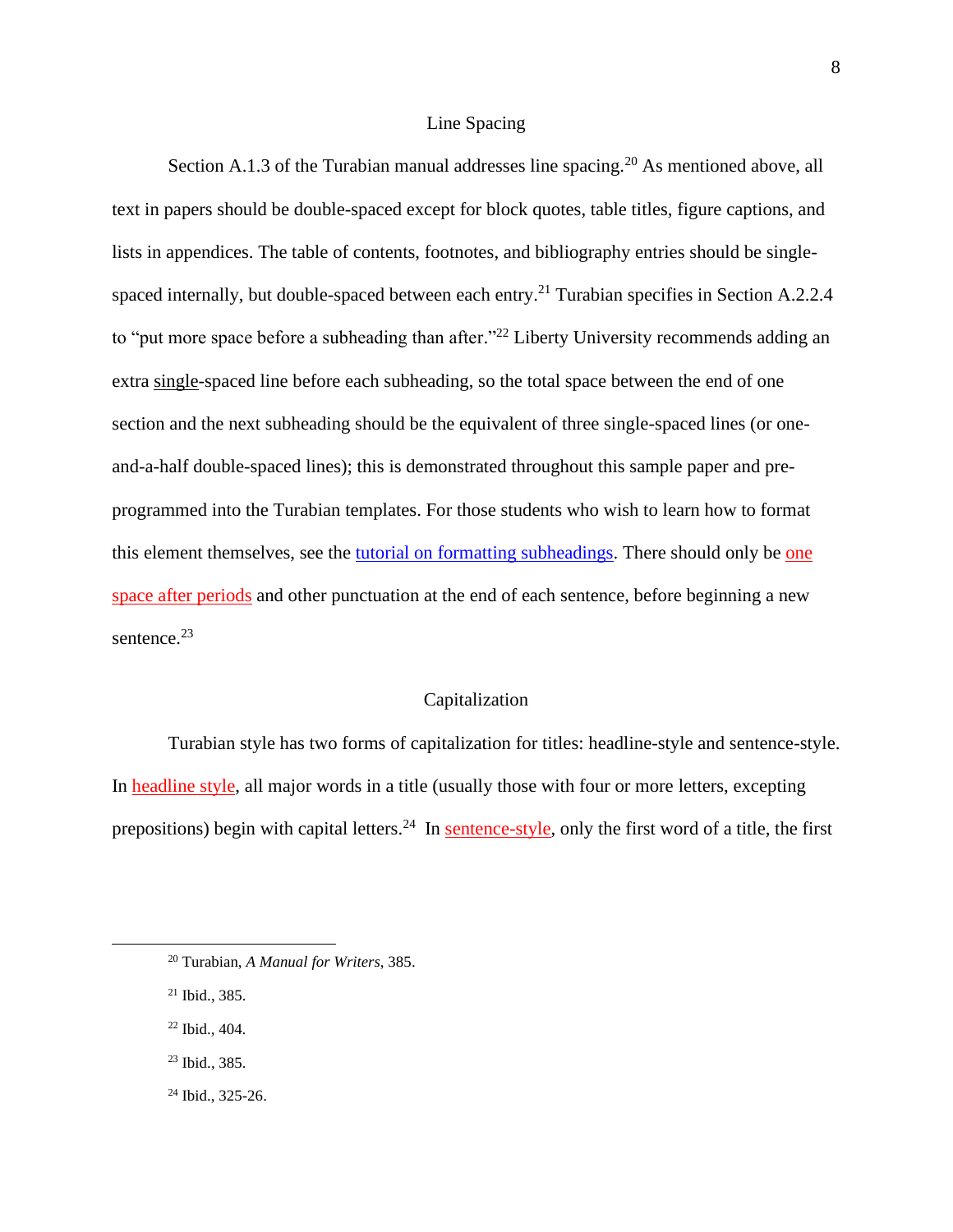## Line Spacing

Section A.1.3 of the Turabian manual addresses line spacing.[20] As mentioned above, all text in papers should be double-spaced except for block quotes, table titles, figure captions, and lists in appendices. The table of contents, footnotes, and bibliography entries should be single-spaced internally, but double-spaced between each entry.[21] Turabian specifies in Section A.2.2.4 to "put more space before a subheading than after."[22] Liberty University recommends adding an extra single-spaced line before each subheading, so the total space between the end of one section and the next subheading should be the equivalent of three single-spaced lines (or one-and-a-half double-spaced lines); this is demonstrated throughout this sample paper and pre-programmed into the Turabian templates. For those students who wish to learn how to format this element themselves, see the tutorial on formatting subheadings. There should only be one space after periods and other punctuation at the end of each sentence, before beginning a new sentence.[23]

## Capitalization

Turabian style has two forms of capitalization for titles: headline-style and sentence-style. In headline style, all major words in a title (usually those with four or more letters, excepting prepositions) begin with capital letters.[24] In sentence-style, only the first word of a title, the first

---

[20] Turabian, *A Manual for Writers*, 385.

[21] Ibid., 385.

[22] Ibid., 404.

[23] Ibid., 385.

[24] Ibid., 325-26.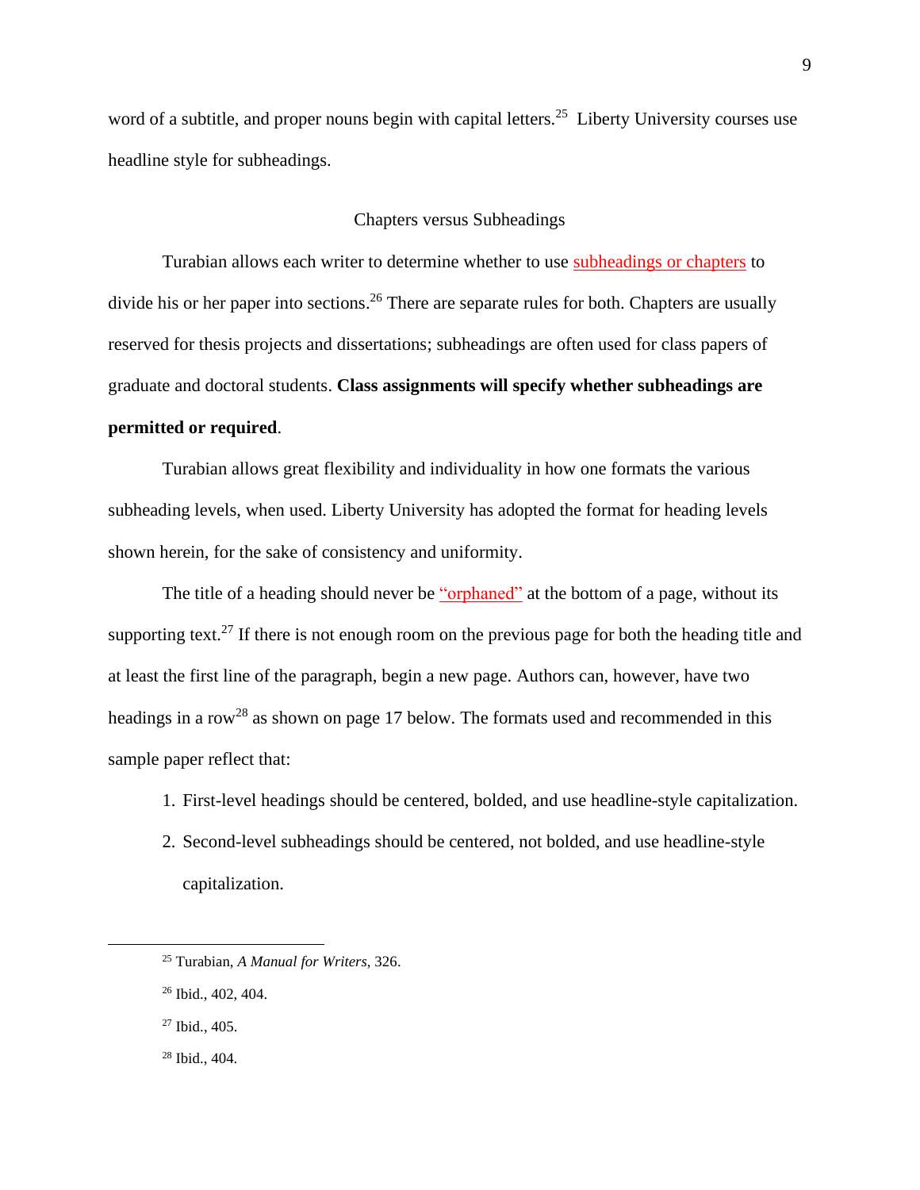word of a subtitle, and proper nouns begin with capital letters.[25] Liberty University courses use headline style for subheadings.

## Chapters versus Subheadings

Turabian allows each writer to determine whether to use subheadings or chapters to divide his or her paper into sections.[26] There are separate rules for both. Chapters are usually reserved for thesis projects and dissertations; subheadings are often used for class papers of graduate and doctoral students. **Class assignments will specify whether subheadings are permitted or required**.

Turabian allows great flexibility and individuality in how one formats the various subheading levels, when used. Liberty University has adopted the format for heading levels shown herein, for the sake of consistency and uniformity.

The title of a heading should never be "orphaned" at the bottom of a page, without its supporting text.[27] If there is not enough room on the previous page for both the heading title and at least the first line of the paragraph, begin a new page. Authors can, however, have two headings in a row[28] as shown on page 17 below. The formats used and recommended in this sample paper reflect that:

1. First-level headings should be centered, bolded, and use headline-style capitalization.
2. Second-level subheadings should be centered, not bolded, and use headline-style capitalization.

---

[25] Turabian, *A Manual for Writers*, 326.

[26] Ibid., 402, 404.

[27] Ibid., 405.

[28] Ibid., 404.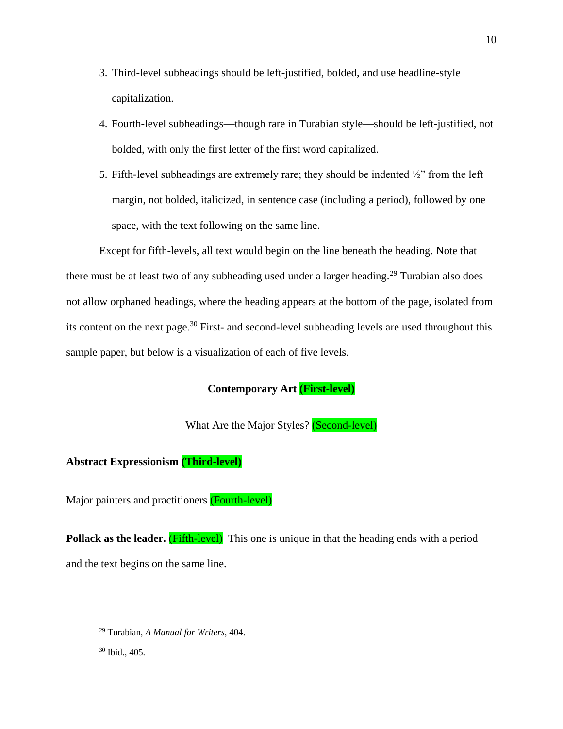3. Third-level subheadings should be left-justified, bolded, and use headline-style capitalization.
4. Fourth-level subheadings—though rare in Turabian style—should be left-justified, not bolded, with only the first letter of the first word capitalized.
5. Fifth-level subheadings are extremely rare; they should be indented ½" from the left margin, not bolded, italicized, in sentence case (including a period), followed by one space, with the text following on the same line.

Except for fifth-levels, all text would begin on the line beneath the heading. Note that there must be at least two of any subheading used under a larger heading.[29] Turabian also does not allow orphaned headings, where the heading appears at the bottom of the page, isolated from its content on the next page.[30] First- and second-level subheading levels are used throughout this sample paper, but below is a visualization of each of five levels.

**Contemporary Art (First-level)**

What Are the Major Styles? (Second-level)

**Abstract Expressionism (Third-level)**

Major painters and practitioners (Fourth-level)

**Pollack as the leader.** (Fifth-level) This one is unique in that the heading ends with a period and the text begins on the same line.

---

[29] Turabian, *A Manual for Writers*, 404.

[30] Ibid., 405.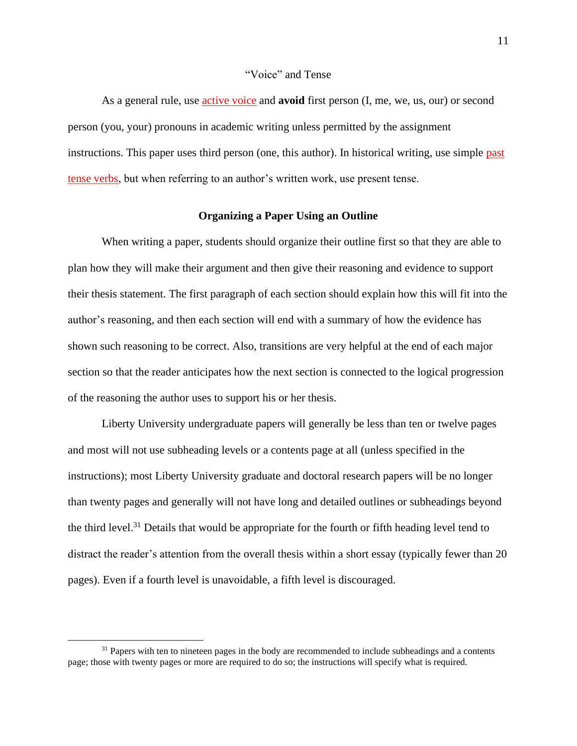## "Voice" and Tense

As a general rule, use active voice and **avoid** first person (I, me, we, us, our) or second person (you, your) pronouns in academic writing unless permitted by the assignment instructions. This paper uses third person (one, this author). In historical writing, use simple past tense verbs, but when referring to an author's written work, use present tense.

## Organizing a Paper Using an Outline

When writing a paper, students should organize their outline first so that they are able to plan how they will make their argument and then give their reasoning and evidence to support their thesis statement. The first paragraph of each section should explain how this will fit into the author's reasoning, and then each section will end with a summary of how the evidence has shown such reasoning to be correct. Also, transitions are very helpful at the end of each major section so that the reader anticipates how the next section is connected to the logical progression of the reasoning the author uses to support his or her thesis.

Liberty University undergraduate papers will generally be less than ten or twelve pages and most will not use subheading levels or a contents page at all (unless specified in the instructions); most Liberty University graduate and doctoral research papers will be no longer than twenty pages and generally will not have long and detailed outlines or subheadings beyond the third level.[31] Details that would be appropriate for the fourth or fifth heading level tend to distract the reader's attention from the overall thesis within a short essay (typically fewer than 20 pages). Even if a fourth level is unavoidable, a fifth level is discouraged.

---

[31] Papers with ten to nineteen pages in the body are recommended to include subheadings and a contents page; those with twenty pages or more are required to do so; the instructions will specify what is required.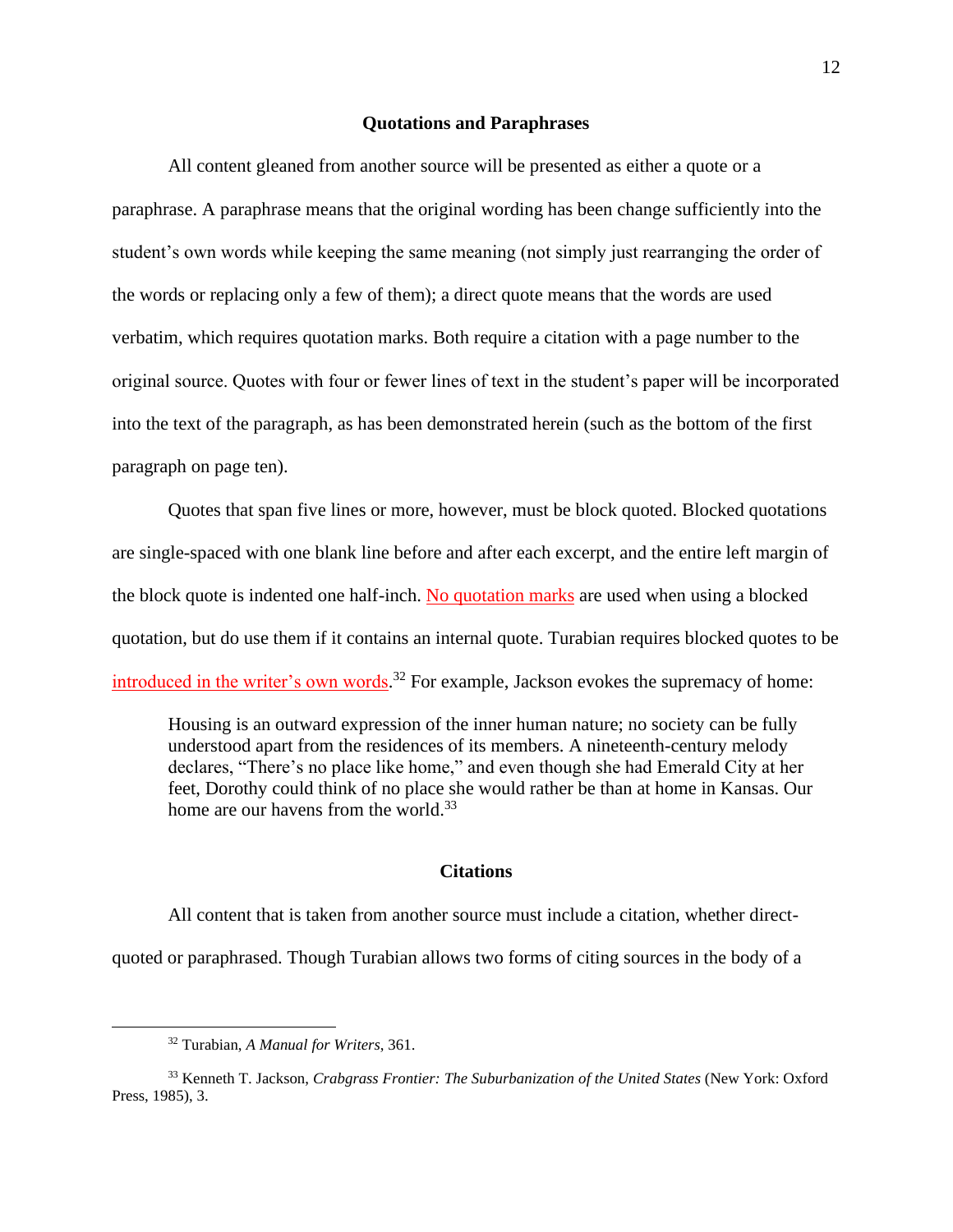## Quotations and Paraphrases

All content gleaned from another source will be presented as either a quote or a paraphrase. A paraphrase means that the original wording has been change sufficiently into the student's own words while keeping the same meaning (not simply just rearranging the order of the words or replacing only a few of them); a direct quote means that the words are used verbatim, which requires quotation marks. Both require a citation with a page number to the original source. Quotes with four or fewer lines of text in the student's paper will be incorporated into the text of the paragraph, as has been demonstrated herein (such as the bottom of the first paragraph on page ten).

Quotes that span five lines or more, however, must be block quoted. Blocked quotations are single-spaced with one blank line before and after each excerpt, and the entire left margin of the block quote is indented one half-inch. No quotation marks are used when using a blocked quotation, but do use them if it contains an internal quote. Turabian requires blocked quotes to be introduced in the writer's own words.[32] For example, Jackson evokes the supremacy of home:

> Housing is an outward expression of the inner human nature; no society can be fully understood apart from the residences of its members. A nineteenth-century melody declares, "There's no place like home," and even though she had Emerald City at her feet, Dorothy could think of no place she would rather be than at home in Kansas. Our home are our havens from the world.[33]

## Citations

All content that is taken from another source must include a citation, whether direct-quoted or paraphrased. Though Turabian allows two forms of citing sources in the body of a

---

[32] Turabian, *A Manual for Writers*, 361.

[33] Kenneth T. Jackson, *Crabgrass Frontier: The Suburbanization of the United States* (New York: Oxford Press, 1985), 3.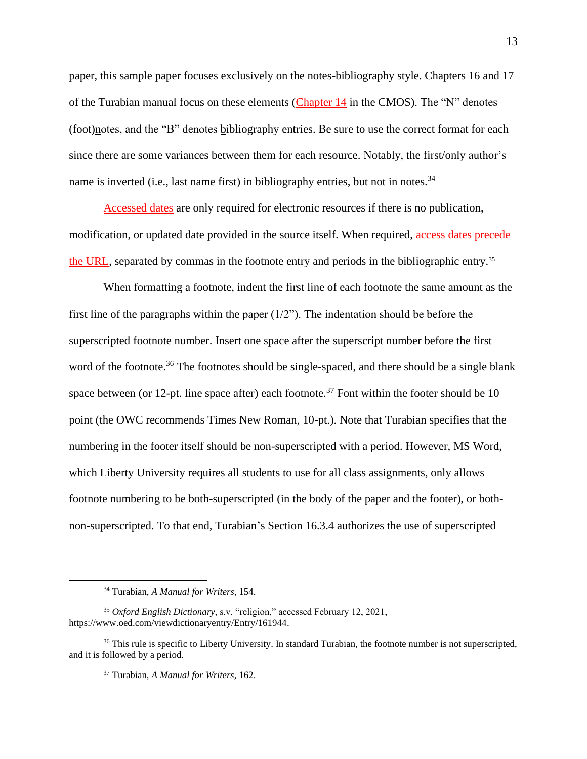paper, this sample paper focuses exclusively on the notes-bibliography style. Chapters 16 and 17 of the Turabian manual focus on these elements (Chapter 14 in the CMOS). The "N" denotes (foot)notes, and the "B" denotes bibliography entries. Be sure to use the correct format for each since there are some variances between them for each resource. Notably, the first/only author's name is inverted (i.e., last name first) in bibliography entries, but not in notes.[34]

Accessed dates are only required for electronic resources if there is no publication, modification, or updated date provided in the source itself. When required, access dates precede the URL, separated by commas in the footnote entry and periods in the bibliographic entry.[35]

When formatting a footnote, indent the first line of each footnote the same amount as the first line of the paragraphs within the paper (1/2"). The indentation should be before the superscripted footnote number. Insert one space after the superscript number before the first word of the footnote.[36] The footnotes should be single-spaced, and there should be a single blank space between (or 12-pt. line space after) each footnote.[37] Font within the footer should be 10 point (the OWC recommends Times New Roman, 10-pt.). Note that Turabian specifies that the numbering in the footer itself should be non-superscripted with a period. However, MS Word, which Liberty University requires all students to use for all class assignments, only allows footnote numbering to be both-superscripted (in the body of the paper and the footer), or both-non-superscripted. To that end, Turabian's Section 16.3.4 authorizes the use of superscripted

---

[34] Turabian, *A Manual for Writers*, 154.

[35] *Oxford English Dictionary*, s.v. "religion," accessed February 12, 2021, https://www.oed.com/viewdictionaryentry/Entry/161944.

[36] This rule is specific to Liberty University. In standard Turabian, the footnote number is not superscripted, and it is followed by a period.

[37] Turabian, *A Manual for Writers*, 162.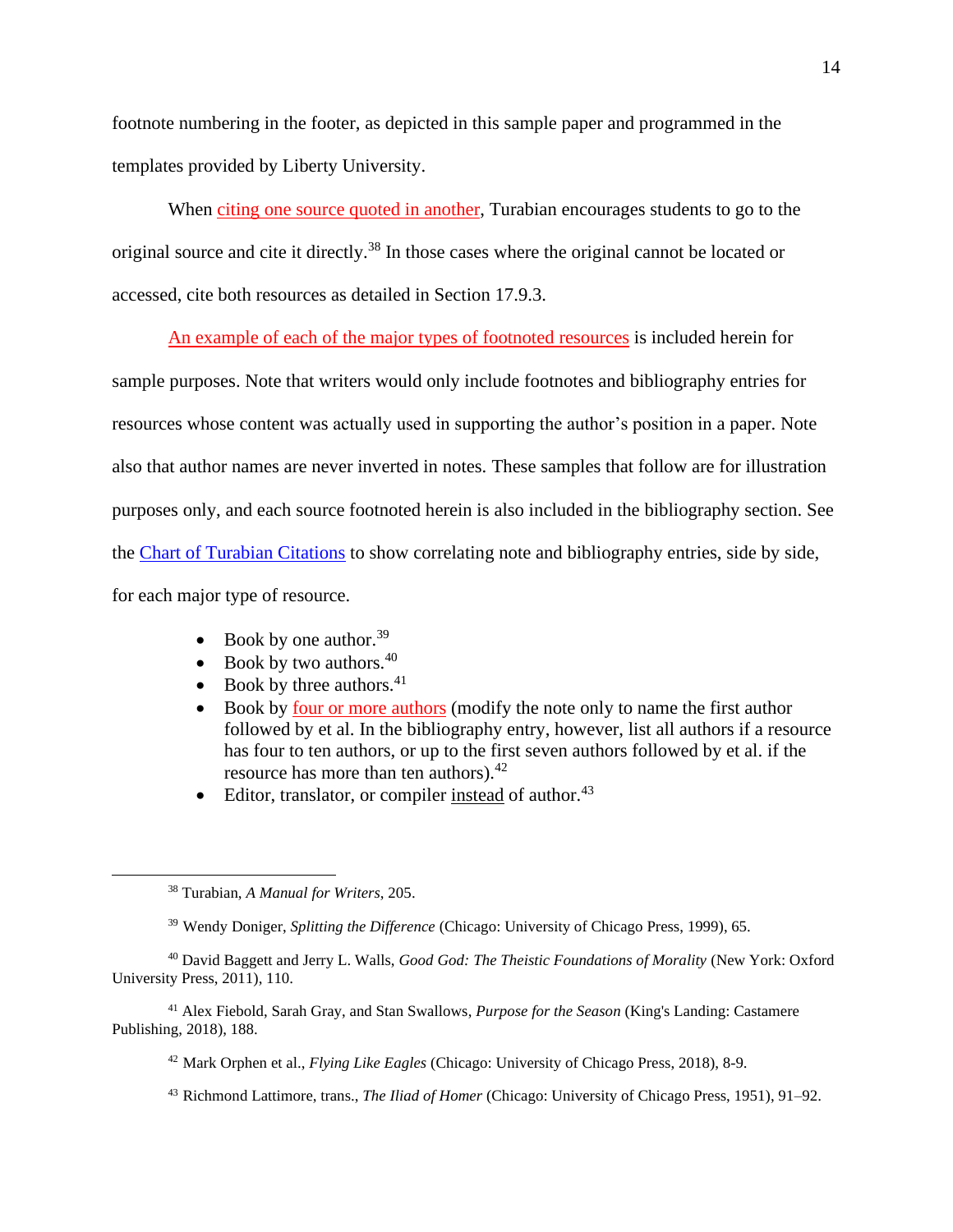footnote numbering in the footer, as depicted in this sample paper and programmed in the templates provided by Liberty University.

When citing one source quoted in another, Turabian encourages students to go to the original source and cite it directly.[38] In those cases where the original cannot be located or accessed, cite both resources as detailed in Section 17.9.3.

An example of each of the major types of footnoted resources is included herein for sample purposes. Note that writers would only include footnotes and bibliography entries for resources whose content was actually used in supporting the author's position in a paper. Note also that author names are never inverted in notes. These samples that follow are for illustration purposes only, and each source footnoted herein is also included in the bibliography section. See the Chart of Turabian Citations to show correlating note and bibliography entries, side by side, for each major type of resource.

- Book by one author.[39]
- Book by two authors.[40]
- Book by three authors.[41]
- Book by four or more authors (modify the note only to name the first author followed by et al. In the bibliography entry, however, list all authors if a resource has four to ten authors, or up to the first seven authors followed by et al. if the resource has more than ten authors).[42]
- Editor, translator, or compiler instead of author.[43]

---

[38] Turabian, *A Manual for Writers*, 205.

[39] Wendy Doniger, *Splitting the Difference* (Chicago: University of Chicago Press, 1999), 65.

[40] David Baggett and Jerry L. Walls, *Good God: The Theistic Foundations of Morality* (New York: Oxford University Press, 2011), 110.

[41] Alex Fiebold, Sarah Gray, and Stan Swallows, *Purpose for the Season* (King's Landing: Castamere Publishing, 2018), 188.

[42] Mark Orphen et al., *Flying Like Eagles* (Chicago: University of Chicago Press, 2018), 8-9.

[43] Richmond Lattimore, trans., *The Iliad of Homer* (Chicago: University of Chicago Press, 1951), 91–92.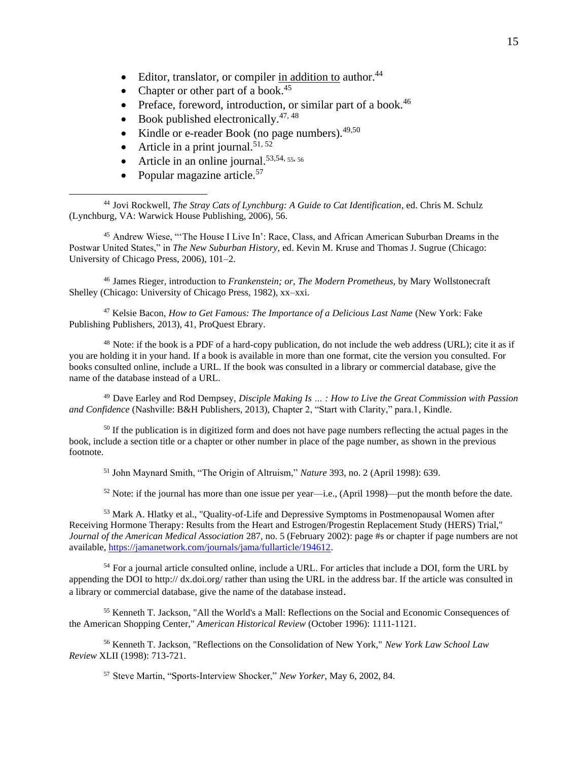- Editor, translator, or compiler <u>in addition to</u> author.[44]
- Chapter or other part of a book.[45]
- Preface, foreword, introduction, or similar part of a book.[46]
- Book published electronically.[47, 48]
- Kindle or e-reader Book (no page numbers).[49,50]
- Article in a print journal.[51, 52]
- Article in an online journal.[53,54, 55, 56]
- Popular magazine article.[57]

---

[44] Jovi Rockwell, *The Stray Cats of Lynchburg: A Guide to Cat Identification*, ed. Chris M. Schulz (Lynchburg, VA: Warwick House Publishing, 2006), 56.

[45] Andrew Wiese, "'The House I Live In': Race, Class, and African American Suburban Dreams in the Postwar United States," in *The New Suburban History*, ed. Kevin M. Kruse and Thomas J. Sugrue (Chicago: University of Chicago Press, 2006), 101–2.

[46] James Rieger, introduction to *Frankenstein; or, The Modern Prometheus*, by Mary Wollstonecraft Shelley (Chicago: University of Chicago Press, 1982), xx–xxi.

[47] Kelsie Bacon, *How to Get Famous: The Importance of a Delicious Last Name* (New York: Fake Publishing Publishers, 2013), 41, ProQuest Ebrary.

[48] Note: if the book is a PDF of a hard-copy publication, do not include the web address (URL); cite it as if you are holding it in your hand. If a book is available in more than one format, cite the version you consulted. For books consulted online, include a URL. If the book was consulted in a library or commercial database, give the name of the database instead of a URL.

[49] Dave Earley and Rod Dempsey, *Disciple Making Is ... : How to Live the Great Commission with Passion and Confidence* (Nashville: B&H Publishers, 2013), Chapter 2, "Start with Clarity," para.1, Kindle.

[50] If the publication is in digitized form and does not have page numbers reflecting the actual pages in the book, include a section title or a chapter or other number in place of the page number, as shown in the previous footnote.

[51] John Maynard Smith, "The Origin of Altruism," *Nature* 393, no. 2 (April 1998): 639.

[52] Note: if the journal has more than one issue per year—i.e., (April 1998)—put the month before the date.

[53] Mark A. Hlatky et al., "Quality-of-Life and Depressive Symptoms in Postmenopausal Women after Receiving Hormone Therapy: Results from the Heart and Estrogen/Progestin Replacement Study (HERS) Trial," *Journal of the American Medical Association* 287, no. 5 (February 2002): page #s or chapter if page numbers are not available, https://jamanetwork.com/journals/jama/fullarticle/194612.

[54] For a journal article consulted online, include a URL. For articles that include a DOI, form the URL by appending the DOI to http:// dx.doi.org/ rather than using the URL in the address bar. If the article was consulted in a library or commercial database, give the name of the database instead.

[55] Kenneth T. Jackson, "All the World's a Mall: Reflections on the Social and Economic Consequences of the American Shopping Center," *American Historical Review* (October 1996): 1111-1121.

[56] Kenneth T. Jackson, "Reflections on the Consolidation of New York," *New York Law School Law Review* XLII (1998): 713-721.

[57] Steve Martin, "Sports-Interview Shocker," *New Yorker*, May 6, 2002, 84.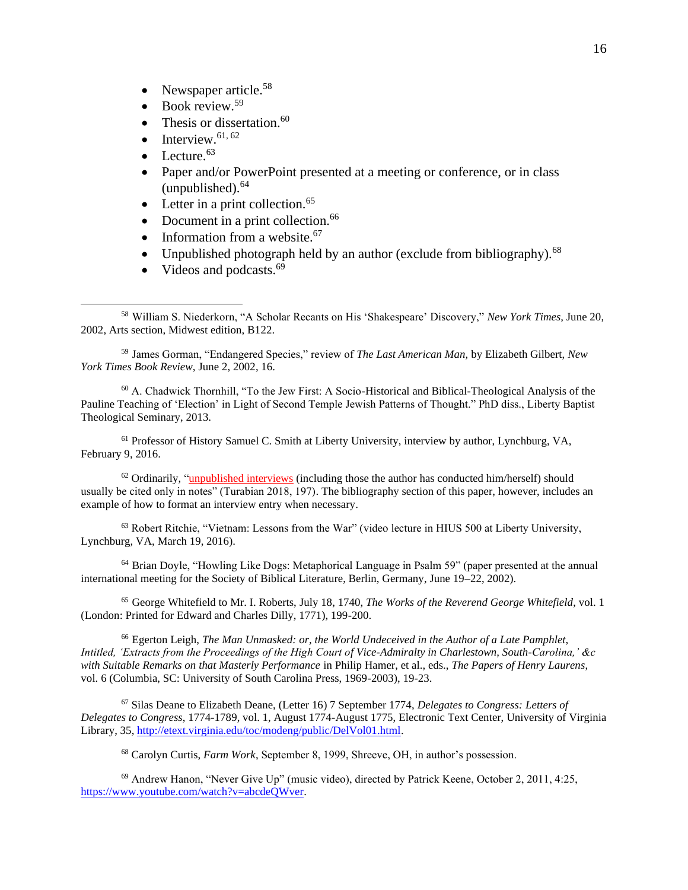- Newspaper article.[58]
- Book review.[59]
- Thesis or dissertation.[60]
- Interview.[61, 62]
- Lecture.[63]
- Paper and/or PowerPoint presented at a meeting or conference, or in class (unpublished).[64]
- Letter in a print collection.[65]
- Document in a print collection.[66]
- Information from a website.[67]
- Unpublished photograph held by an author (exclude from bibliography).[68]
- Videos and podcasts.[69]

---

[58] William S. Niederkorn, "A Scholar Recants on His 'Shakespeare' Discovery," *New York Times*, June 20, 2002, Arts section, Midwest edition, B122.

[59] James Gorman, "Endangered Species," review of *The Last American Man,* by Elizabeth Gilbert, *New York Times Book Review,* June 2, 2002, 16.

[60] A. Chadwick Thornhill, "To the Jew First: A Socio-Historical and Biblical-Theological Analysis of the Pauline Teaching of 'Election' in Light of Second Temple Jewish Patterns of Thought." PhD diss., Liberty Baptist Theological Seminary, 2013.

[61] Professor of History Samuel C. Smith at Liberty University, interview by author, Lynchburg, VA, February 9, 2016.

[62] Ordinarily, "unpublished interviews (including those the author has conducted him/herself) should usually be cited only in notes" (Turabian 2018, 197). The bibliography section of this paper, however, includes an example of how to format an interview entry when necessary.

[63] Robert Ritchie, "Vietnam: Lessons from the War" (video lecture in HIUS 500 at Liberty University, Lynchburg, VA, March 19, 2016).

[64] Brian Doyle, "Howling Like Dogs: Metaphorical Language in Psalm 59" (paper presented at the annual international meeting for the Society of Biblical Literature, Berlin, Germany, June 19–22, 2002).

[65] George Whitefield to Mr. I. Roberts, July 18, 1740, *The Works of the Reverend George Whitefield*, vol. 1 (London: Printed for Edward and Charles Dilly, 1771), 199-200.

[66] Egerton Leigh, *The Man Unmasked: or, the World Undeceived in the Author of a Late Pamphlet, Intitled, 'Extracts from the Proceedings of the High Court of Vice-Admiralty in Charlestown, South-Carolina,' &c with Suitable Remarks on that Masterly Performance* in Philip Hamer, et al., eds., *The Papers of Henry Laurens*, vol. 6 (Columbia, SC: University of South Carolina Press, 1969-2003), 19-23.

[67] Silas Deane to Elizabeth Deane, (Letter 16) 7 September 1774, *Delegates to Congress: Letters of Delegates to Congress*, 1774-1789, vol. 1, August 1774-August 1775, Electronic Text Center, University of Virginia Library, 35, http://etext.virginia.edu/toc/modeng/public/DelVol01.html.

[68] Carolyn Curtis, *Farm Work*, September 8, 1999, Shreeve, OH, in author's possession.

[69] Andrew Hanon, "Never Give Up" (music video), directed by Patrick Keene, October 2, 2011, 4:25, https://www.youtube.com/watch?v=abcdeQWver.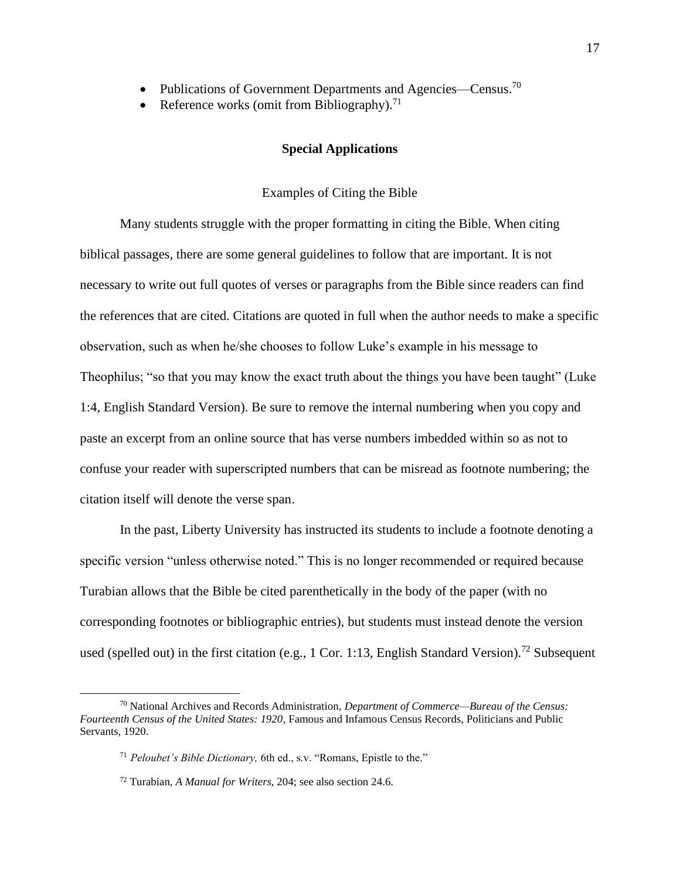- Publications of Government Departments and Agencies—Census.[70]
- Reference works (omit from Bibliography).[71]

## Special Applications

### Examples of Citing the Bible

Many students struggle with the proper formatting in citing the Bible. When citing biblical passages, there are some general guidelines to follow that are important. It is not necessary to write out full quotes of verses or paragraphs from the Bible since readers can find the references that are cited. Citations are quoted in full when the author needs to make a specific observation, such as when he/she chooses to follow Luke's example in his message to Theophilus; "so that you may know the exact truth about the things you have been taught" (Luke 1:4, English Standard Version). Be sure to remove the internal numbering when you copy and paste an excerpt from an online source that has verse numbers imbedded within so as not to confuse your reader with superscripted numbers that can be misread as footnote numbering; the citation itself will denote the verse span.

In the past, Liberty University has instructed its students to include a footnote denoting a specific version "unless otherwise noted." This is no longer recommended or required because Turabian allows that the Bible be cited parenthetically in the body of the paper (with no corresponding footnotes or bibliographic entries), but students must instead denote the version used (spelled out) in the first citation (e.g., 1 Cor. 1:13, English Standard Version).[72] Subsequent

---

[70] National Archives and Records Administration, *Department of Commerce—Bureau of the Census: Fourteenth Census of the United States: 1920*, Famous and Infamous Census Records, Politicians and Public Servants, 1920.

[71] *Peloubet's Bible Dictionary,* 6th ed., s.v. "Romans, Epistle to the."

[72] Turabian, *A Manual for Writers*, 204; see also section 24.6.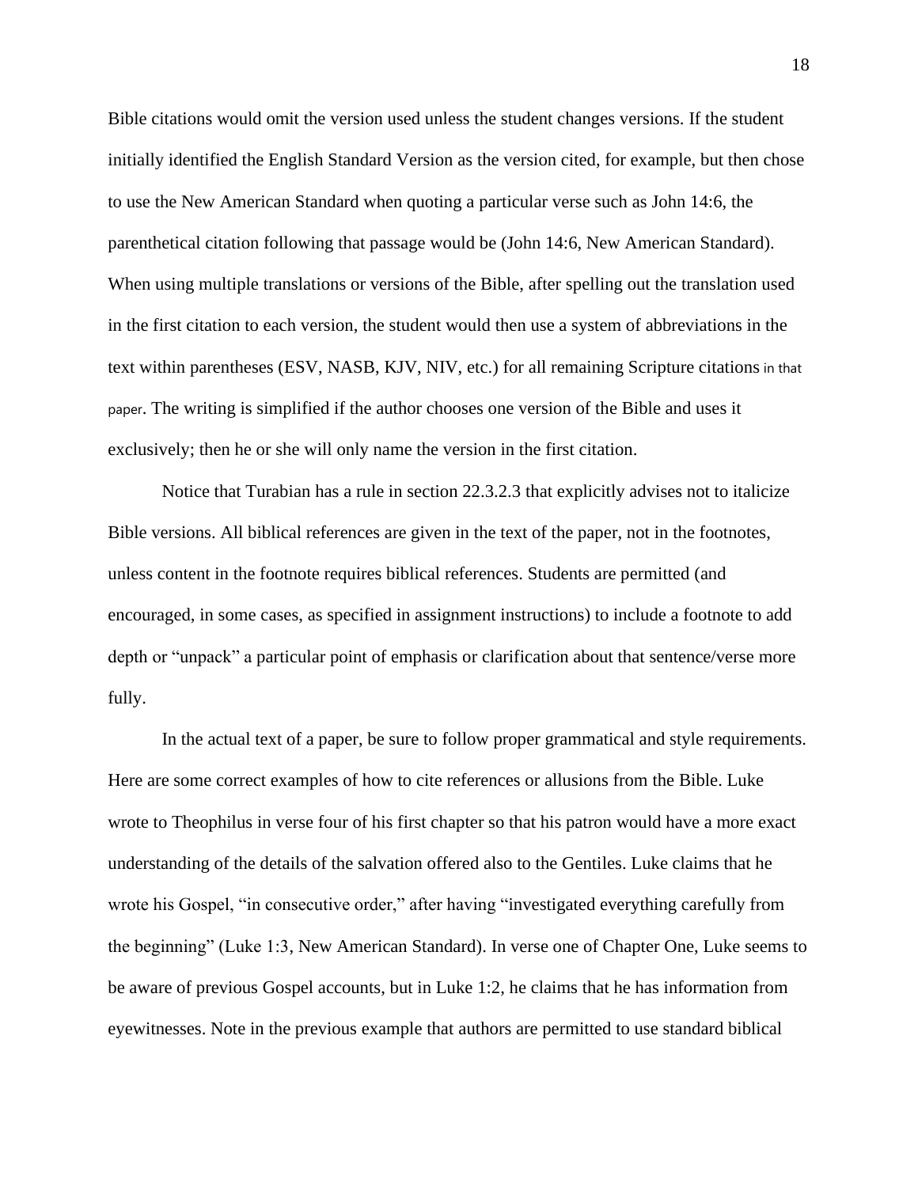Bible citations would omit the version used unless the student changes versions. If the student initially identified the English Standard Version as the version cited, for example, but then chose to use the New American Standard when quoting a particular verse such as John 14:6, the parenthetical citation following that passage would be (John 14:6, New American Standard). When using multiple translations or versions of the Bible, after spelling out the translation used in the first citation to each version, the student would then use a system of abbreviations in the text within parentheses (ESV, NASB, KJV, NIV, etc.) for all remaining Scripture citations in that paper. The writing is simplified if the author chooses one version of the Bible and uses it exclusively; then he or she will only name the version in the first citation.

Notice that Turabian has a rule in section 22.3.2.3 that explicitly advises not to italicize Bible versions. All biblical references are given in the text of the paper, not in the footnotes, unless content in the footnote requires biblical references. Students are permitted (and encouraged, in some cases, as specified in assignment instructions) to include a footnote to add depth or "unpack" a particular point of emphasis or clarification about that sentence/verse more fully.

In the actual text of a paper, be sure to follow proper grammatical and style requirements. Here are some correct examples of how to cite references or allusions from the Bible. Luke wrote to Theophilus in verse four of his first chapter so that his patron would have a more exact understanding of the details of the salvation offered also to the Gentiles. Luke claims that he wrote his Gospel, "in consecutive order," after having "investigated everything carefully from the beginning" (Luke 1:3, New American Standard). In verse one of Chapter One, Luke seems to be aware of previous Gospel accounts, but in Luke 1:2, he claims that he has information from eyewitnesses. Note in the previous example that authors are permitted to use standard biblical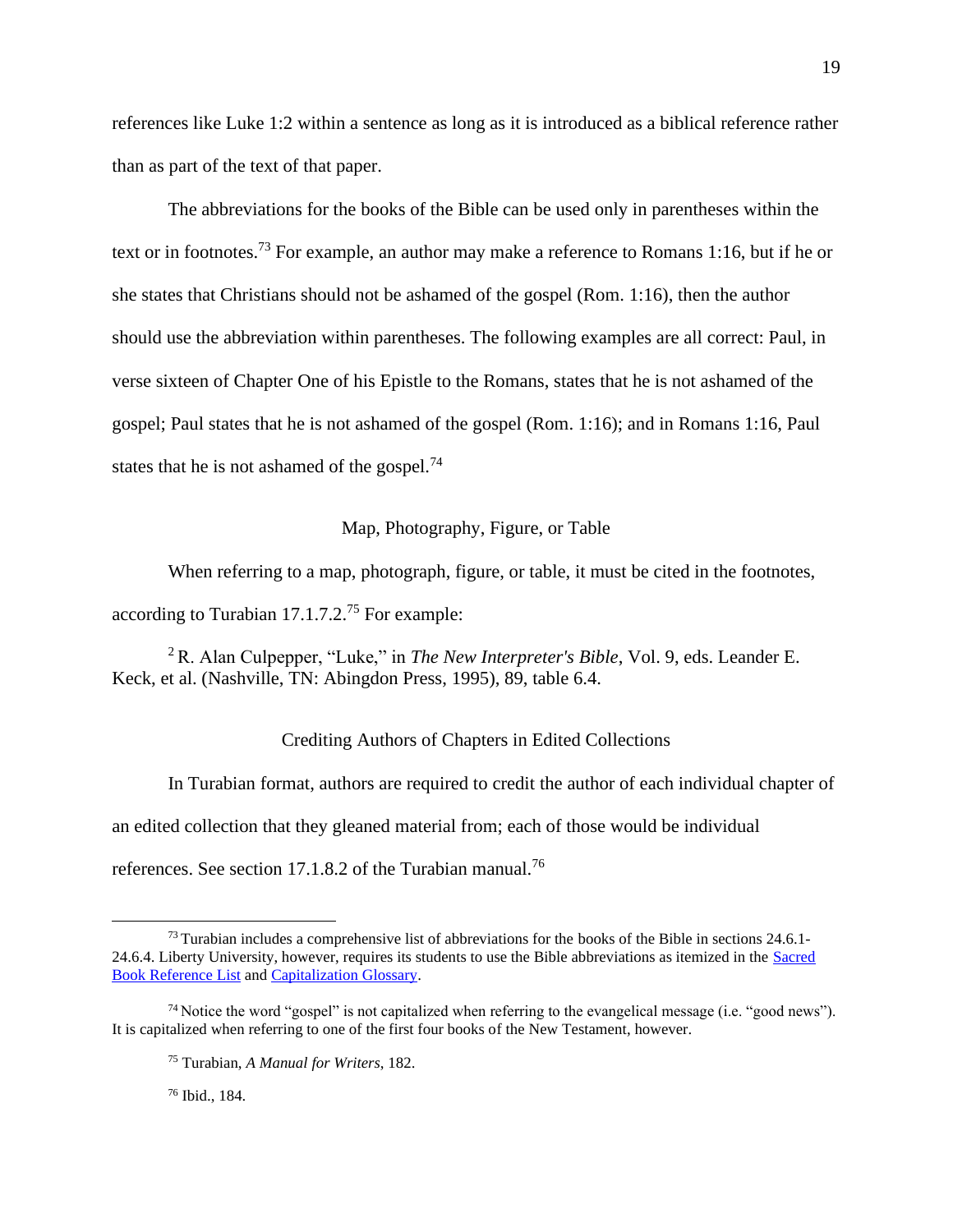references like Luke 1:2 within a sentence as long as it is introduced as a biblical reference rather than as part of the text of that paper.

The abbreviations for the books of the Bible can be used only in parentheses within the text or in footnotes.[73] For example, an author may make a reference to Romans 1:16, but if he or she states that Christians should not be ashamed of the gospel (Rom. 1:16), then the author should use the abbreviation within parentheses. The following examples are all correct: Paul, in verse sixteen of Chapter One of his Epistle to the Romans, states that he is not ashamed of the gospel; Paul states that he is not ashamed of the gospel (Rom. 1:16); and in Romans 1:16, Paul states that he is not ashamed of the gospel.[74]

### Map, Photography, Figure, or Table

When referring to a map, photograph, figure, or table, it must be cited in the footnotes, according to Turabian 17.1.7.2.[75] For example:

> [2] R. Alan Culpepper, "Luke," in *The New Interpreter's Bible*, Vol. 9, eds. Leander E. Keck, et al. (Nashville, TN: Abingdon Press, 1995), 89, table 6.4.

### Crediting Authors of Chapters in Edited Collections

In Turabian format, authors are required to credit the author of each individual chapter of an edited collection that they gleaned material from; each of those would be individual references. See section 17.1.8.2 of the Turabian manual.[76]

---

[73] Turabian includes a comprehensive list of abbreviations for the books of the Bible in sections 24.6.1-24.6.4. Liberty University, however, requires its students to use the Bible abbreviations as itemized in the Sacred Book Reference List and Capitalization Glossary.

[74] Notice the word "gospel" is not capitalized when referring to the evangelical message (i.e. "good news"). It is capitalized when referring to one of the first four books of the New Testament, however.

[75] Turabian, *A Manual for Writers*, 182.

[76] Ibid., 184.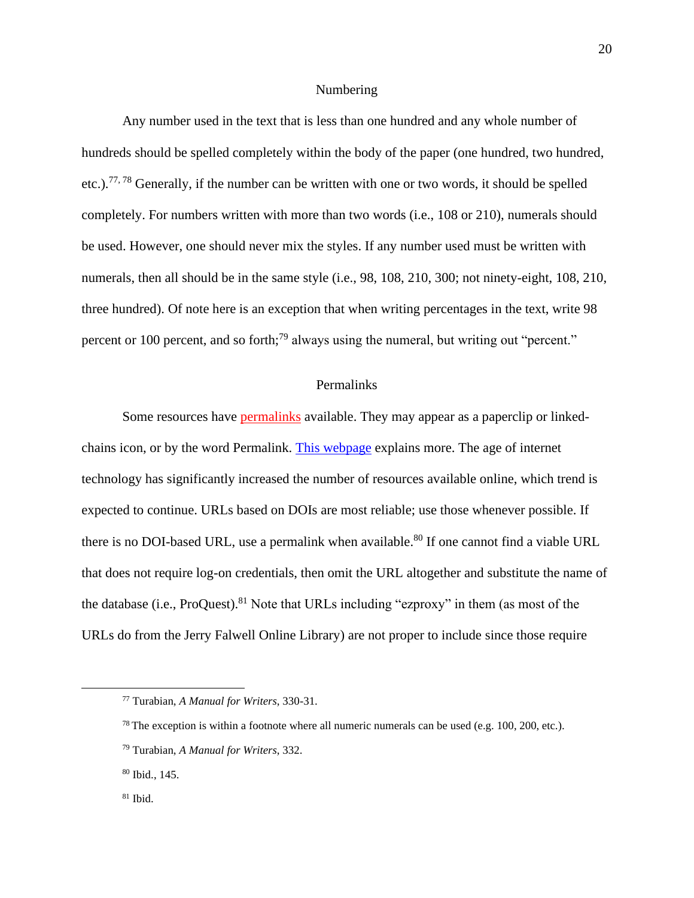## Numbering

Any number used in the text that is less than one hundred and any whole number of hundreds should be spelled completely within the body of the paper (one hundred, two hundred, etc.).[77, 78] Generally, if the number can be written with one or two words, it should be spelled completely. For numbers written with more than two words (i.e., 108 or 210), numerals should be used. However, one should never mix the styles. If any number used must be written with numerals, then all should be in the same style (i.e., 98, 108, 210, 300; not ninety-eight, 108, 210, three hundred). Of note here is an exception that when writing percentages in the text, write 98 percent or 100 percent, and so forth;[79] always using the numeral, but writing out "percent."

## Permalinks

Some resources have permalinks available. They may appear as a paperclip or linked-chains icon, or by the word Permalink. This webpage explains more. The age of internet technology has significantly increased the number of resources available online, which trend is expected to continue. URLs based on DOIs are most reliable; use those whenever possible. If there is no DOI-based URL, use a permalink when available.[80] If one cannot find a viable URL that does not require log-on credentials, then omit the URL altogether and substitute the name of the database (i.e., ProQuest).[81] Note that URLs including "ezproxy" in them (as most of the URLs do from the Jerry Falwell Online Library) are not proper to include since those require

---

[77] Turabian, *A Manual for Writers*, 330-31.

[78] The exception is within a footnote where all numeric numerals can be used (e.g. 100, 200, etc.).

[79] Turabian, *A Manual for Writers*, 332.

[80] Ibid., 145.

[81] Ibid.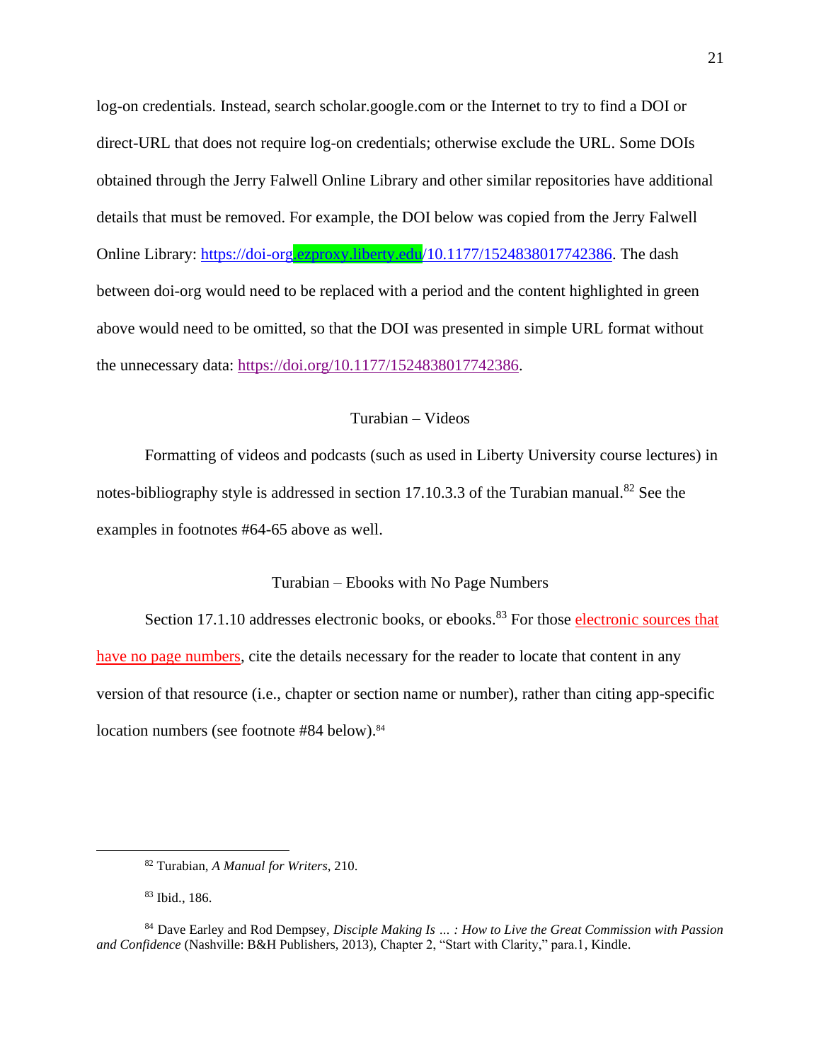log-on credentials. Instead, search scholar.google.com or the Internet to try to find a DOI or direct-URL that does not require log-on credentials; otherwise exclude the URL. Some DOIs obtained through the Jerry Falwell Online Library and other similar repositories have additional details that must be removed. For example, the DOI below was copied from the Jerry Falwell Online Library: https://doi-org.ezproxy.liberty.edu/10.1177/1524838017742386. The dash between doi-org would need to be replaced with a period and the content highlighted in green above would need to be omitted, so that the DOI was presented in simple URL format without the unnecessary data: https://doi.org/10.1177/1524838017742386.

## Turabian – Videos

Formatting of videos and podcasts (such as used in Liberty University course lectures) in notes-bibliography style is addressed in section 17.10.3.3 of the Turabian manual.[82] See the examples in footnotes #64-65 above as well.

## Turabian – Ebooks with No Page Numbers

Section 17.1.10 addresses electronic books, or ebooks.[83] For those electronic sources that have no page numbers, cite the details necessary for the reader to locate that content in any version of that resource (i.e., chapter or section name or number), rather than citing app-specific location numbers (see footnote #84 below).[84]

---

[82] Turabian, *A Manual for Writers*, 210.

[83] Ibid., 186.

[84] Dave Earley and Rod Dempsey, *Disciple Making Is … : How to Live the Great Commission with Passion and Confidence* (Nashville: B&H Publishers, 2013), Chapter 2, "Start with Clarity," para.1, Kindle.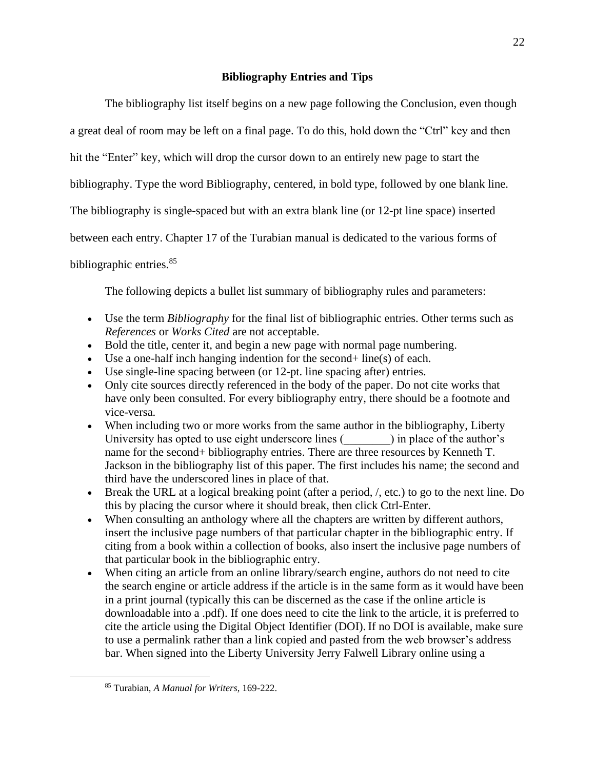## Bibliography Entries and Tips

The bibliography list itself begins on a new page following the Conclusion, even though a great deal of room may be left on a final page. To do this, hold down the "Ctrl" key and then hit the "Enter" key, which will drop the cursor down to an entirely new page to start the bibliography. Type the word Bibliography, centered, in bold type, followed by one blank line. The bibliography is single-spaced but with an extra blank line (or 12-pt line space) inserted between each entry. Chapter 17 of the Turabian manual is dedicated to the various forms of bibliographic entries.[85]

The following depicts a bullet list summary of bibliography rules and parameters:

- Use the term *Bibliography* for the final list of bibliographic entries. Other terms such as *References* or *Works Cited* are not acceptable.
- Bold the title, center it, and begin a new page with normal page numbering.
- Use a one-half inch hanging indention for the second+ line(s) of each.
- Use single-line spacing between (or 12-pt. line spacing after) entries.
- Only cite sources directly referenced in the body of the paper. Do not cite works that have only been consulted. For every bibliography entry, there should be a footnote and vice-versa.
- When including two or more works from the same author in the bibliography, Liberty University has opted to use eight underscore lines (________) in place of the author's name for the second+ bibliography entries. There are three resources by Kenneth T. Jackson in the bibliography list of this paper. The first includes his name; the second and third have the underscored lines in place of that.
- Break the URL at a logical breaking point (after a period, /, etc.) to go to the next line. Do this by placing the cursor where it should break, then click Ctrl-Enter.
- When consulting an anthology where all the chapters are written by different authors, insert the inclusive page numbers of that particular chapter in the bibliographic entry. If citing from a book within a collection of books, also insert the inclusive page numbers of that particular book in the bibliographic entry.
- When citing an article from an online library/search engine, authors do not need to cite the search engine or article address if the article is in the same form as it would have been in a print journal (typically this can be discerned as the case if the online article is downloadable into a .pdf). If one does need to cite the link to the article, it is preferred to cite the article using the Digital Object Identifier (DOI). If no DOI is available, make sure to use a permalink rather than a link copied and pasted from the web browser's address bar. When signed into the Liberty University Jerry Falwell Library online using a

[85] Turabian, *A Manual for Writers*, 169-222.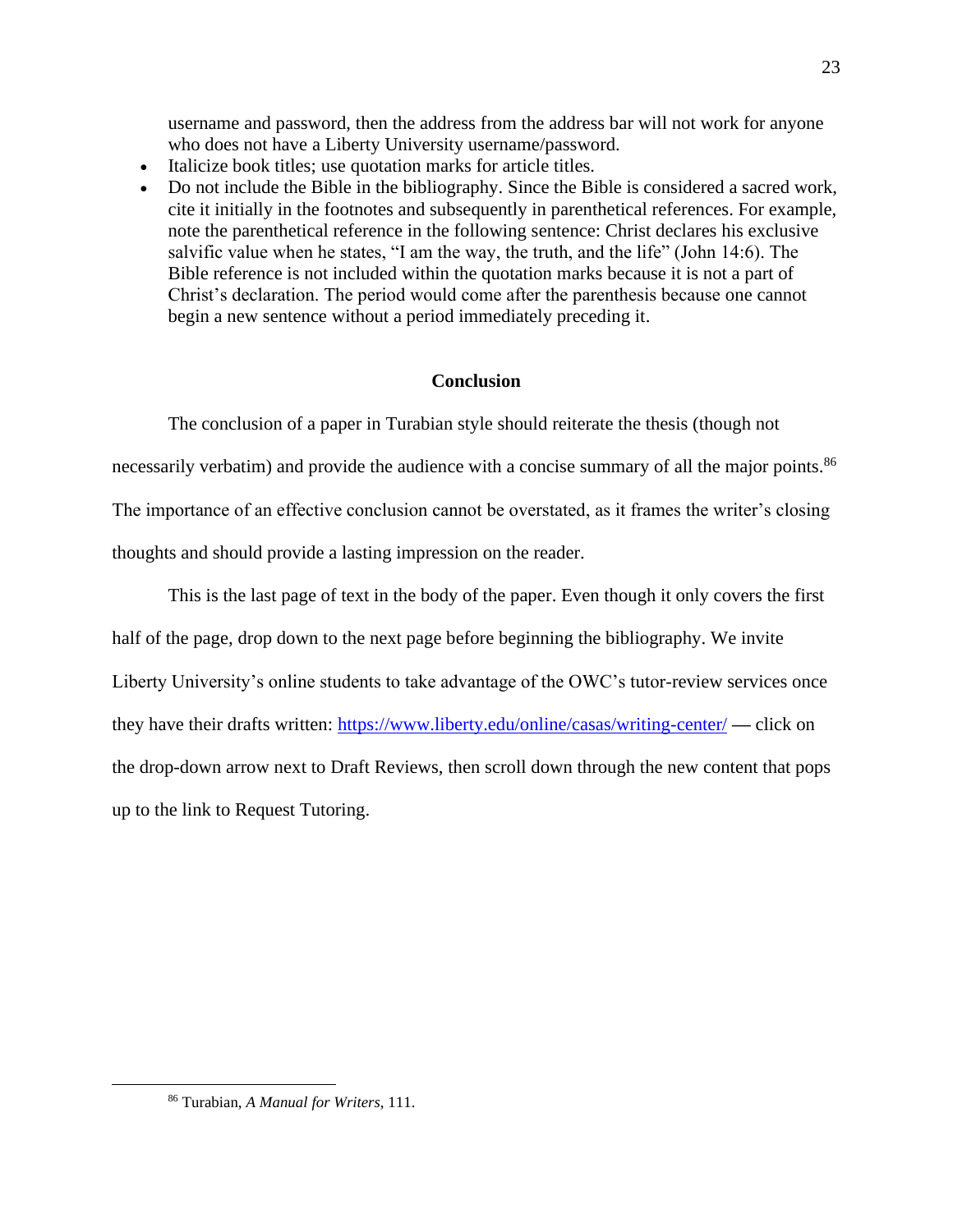username and password, then the address from the address bar will not work for anyone who does not have a Liberty University username/password.

- Italicize book titles; use quotation marks for article titles.
- Do not include the Bible in the bibliography. Since the Bible is considered a sacred work, cite it initially in the footnotes and subsequently in parenthetical references. For example, note the parenthetical reference in the following sentence: Christ declares his exclusive salvific value when he states, "I am the way, the truth, and the life" (John 14:6). The Bible reference is not included within the quotation marks because it is not a part of Christ's declaration. The period would come after the parenthesis because one cannot begin a new sentence without a period immediately preceding it.

## Conclusion

The conclusion of a paper in Turabian style should reiterate the thesis (though not necessarily verbatim) and provide the audience with a concise summary of all the major points.[86] The importance of an effective conclusion cannot be overstated, as it frames the writer's closing thoughts and should provide a lasting impression on the reader.

This is the last page of text in the body of the paper. Even though it only covers the first half of the page, drop down to the next page before beginning the bibliography. We invite Liberty University's online students to take advantage of the OWC's tutor-review services once they have their drafts written: https://www.liberty.edu/online/casas/writing-center/ — click on the drop-down arrow next to Draft Reviews, then scroll down through the new content that pops up to the link to Request Tutoring.

---

[86] Turabian, *A Manual for Writers*, 111.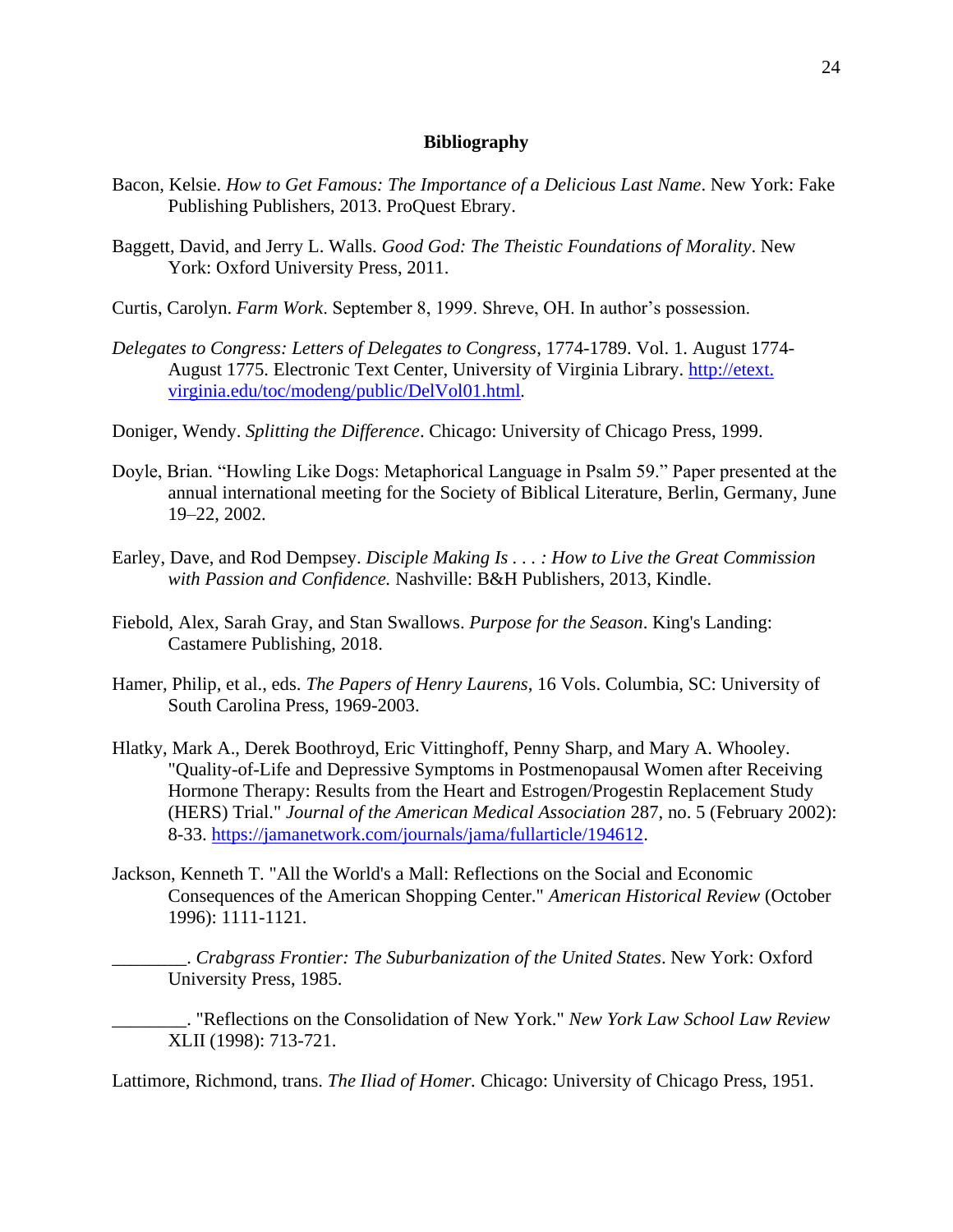# Bibliography

Bacon, Kelsie. *How to Get Famous: The Importance of a Delicious Last Name*. New York: Fake Publishing Publishers, 2013. ProQuest Ebrary.

Baggett, David, and Jerry L. Walls. *Good God: The Theistic Foundations of Morality*. New York: Oxford University Press, 2011.

Curtis, Carolyn. *Farm Work*. September 8, 1999. Shreve, OH. In author's possession.

*Delegates to Congress: Letters of Delegates to Congress*, 1774-1789. Vol. 1. August 1774-August 1775. Electronic Text Center, University of Virginia Library. http://etext.virginia.edu/toc/modeng/public/DelVol01.html.

Doniger, Wendy. *Splitting the Difference*. Chicago: University of Chicago Press, 1999.

Doyle, Brian. "Howling Like Dogs: Metaphorical Language in Psalm 59." Paper presented at the annual international meeting for the Society of Biblical Literature, Berlin, Germany, June 19–22, 2002.

Earley, Dave, and Rod Dempsey. *Disciple Making Is . . . : How to Live the Great Commission with Passion and Confidence.* Nashville: B&H Publishers, 2013, Kindle.

Fiebold, Alex, Sarah Gray, and Stan Swallows. *Purpose for the Season*. King's Landing: Castamere Publishing, 2018.

Hamer, Philip, et al., eds. *The Papers of Henry Laurens*, 16 Vols. Columbia, SC: University of South Carolina Press, 1969-2003.

Hlatky, Mark A., Derek Boothroyd, Eric Vittinghoff, Penny Sharp, and Mary A. Whooley. "Quality-of-Life and Depressive Symptoms in Postmenopausal Women after Receiving Hormone Therapy: Results from the Heart and Estrogen/Progestin Replacement Study (HERS) Trial." *Journal of the American Medical Association* 287, no. 5 (February 2002): 8-33. https://jamanetwork.com/journals/jama/fullarticle/194612.

Jackson, Kenneth T. "All the World's a Mall: Reflections on the Social and Economic Consequences of the American Shopping Center." *American Historical Review* (October 1996): 1111-1121.

________. *Crabgrass Frontier: The Suburbanization of the United States*. New York: Oxford University Press, 1985.

________. "Reflections on the Consolidation of New York." *New York Law School Law Review* XLII (1998): 713-721.

Lattimore, Richmond, trans. *The Iliad of Homer.* Chicago: University of Chicago Press, 1951.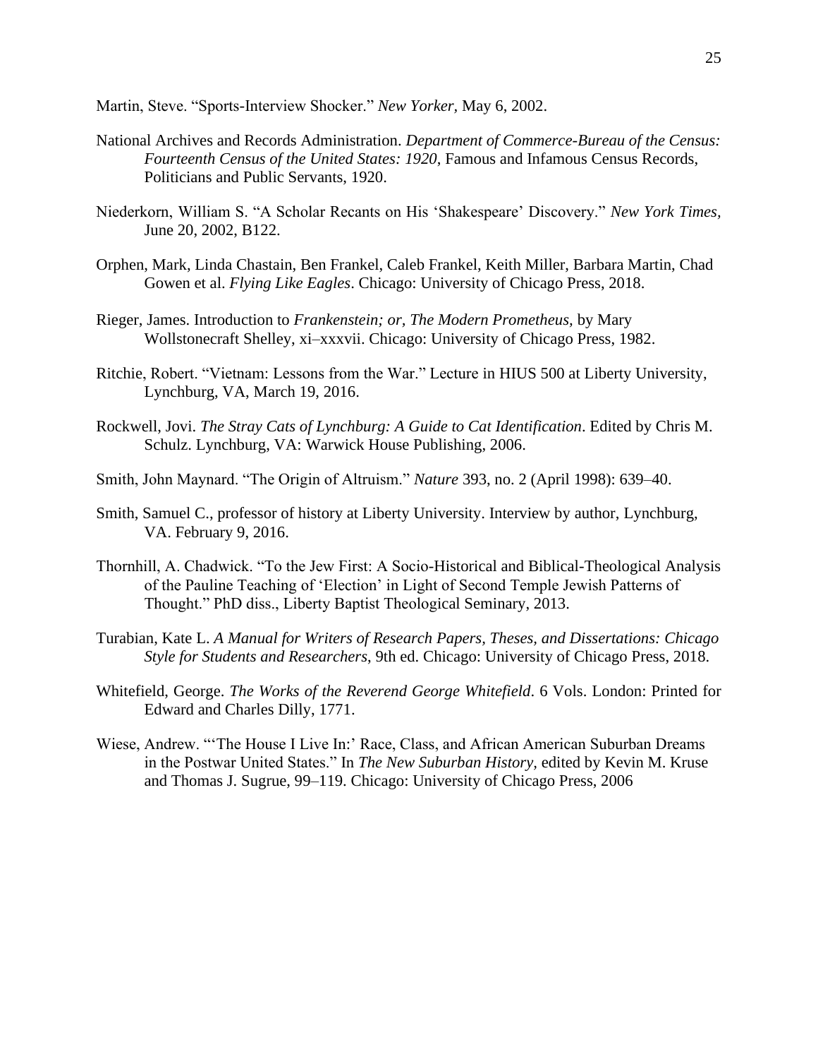Martin, Steve. "Sports-Interview Shocker." *New Yorker*, May 6, 2002.

National Archives and Records Administration. *Department of Commerce-Bureau of the Census: Fourteenth Census of the United States: 1920*, Famous and Infamous Census Records, Politicians and Public Servants, 1920.

Niederkorn, William S. "A Scholar Recants on His 'Shakespeare' Discovery." *New York Times,* June 20, 2002, B122.

Orphen, Mark, Linda Chastain, Ben Frankel, Caleb Frankel, Keith Miller, Barbara Martin, Chad Gowen et al. *Flying Like Eagles*. Chicago: University of Chicago Press, 2018.

Rieger, James. Introduction to *Frankenstein; or, The Modern Prometheus,* by Mary Wollstonecraft Shelley, xi–xxxvii. Chicago: University of Chicago Press, 1982.

Ritchie, Robert. "Vietnam: Lessons from the War." Lecture in HIUS 500 at Liberty University, Lynchburg, VA, March 19, 2016.

Rockwell, Jovi. *The Stray Cats of Lynchburg: A Guide to Cat Identification*. Edited by Chris M. Schulz. Lynchburg, VA: Warwick House Publishing, 2006.

Smith, John Maynard. "The Origin of Altruism." *Nature* 393, no. 2 (April 1998): 639–40.

Smith, Samuel C., professor of history at Liberty University. Interview by author, Lynchburg, VA. February 9, 2016.

Thornhill, A. Chadwick. "To the Jew First: A Socio-Historical and Biblical-Theological Analysis of the Pauline Teaching of 'Election' in Light of Second Temple Jewish Patterns of Thought." PhD diss., Liberty Baptist Theological Seminary, 2013.

Turabian, Kate L. *A Manual for Writers of Research Papers, Theses, and Dissertations: Chicago Style for Students and Researchers*, 9th ed. Chicago: University of Chicago Press, 2018.

Whitefield, George. *The Works of the Reverend George Whitefield*. 6 Vols. London: Printed for Edward and Charles Dilly, 1771.

Wiese, Andrew. "'The House I Live In:' Race, Class, and African American Suburban Dreams in the Postwar United States." In *The New Suburban History,* edited by Kevin M. Kruse and Thomas J. Sugrue, 99–119. Chicago: University of Chicago Press, 2006